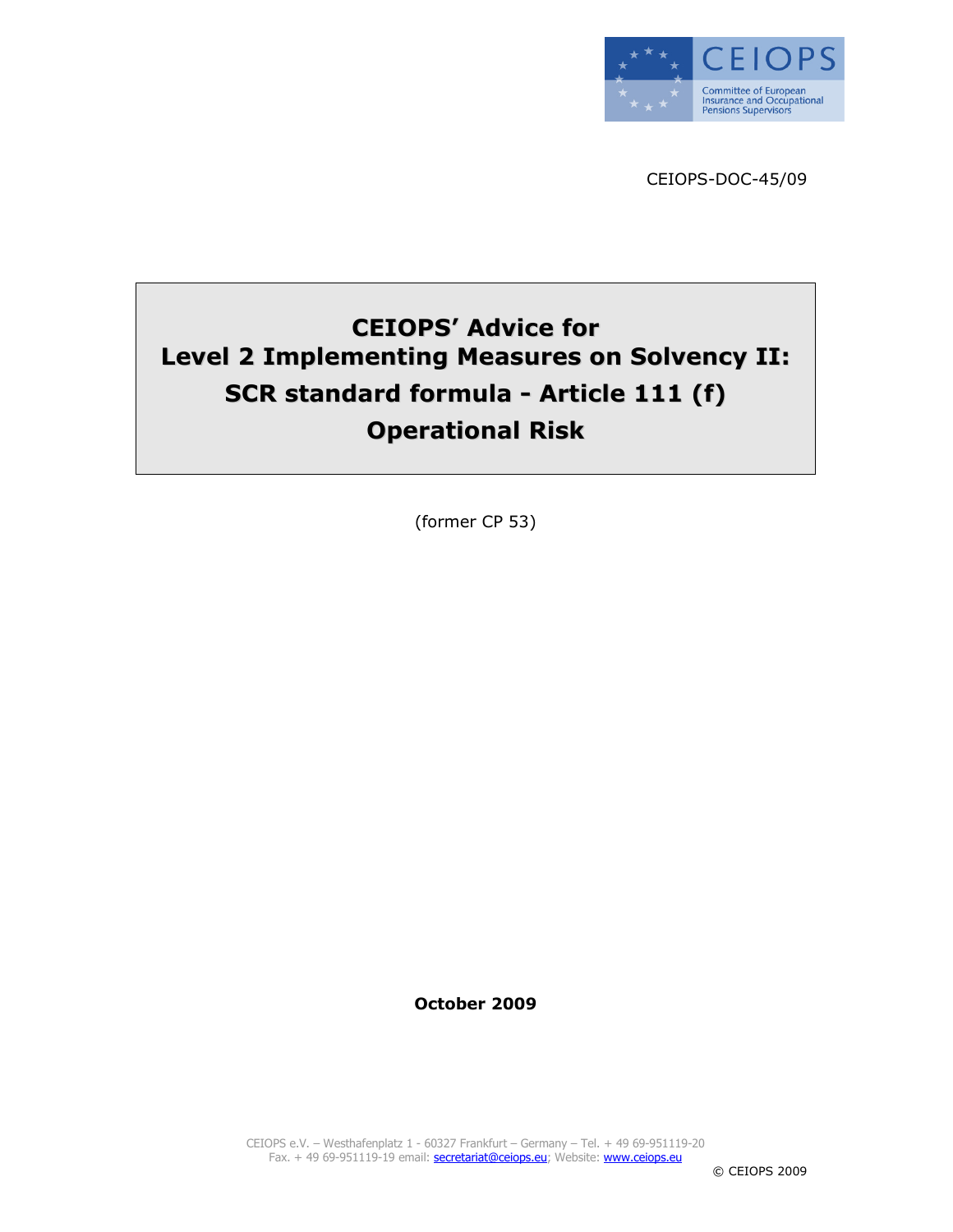CEIOPS

Committee of European Insurance and Occupational Pensions Supervisors

CEIOPS-DOC-45/09

# CEIOPS' Advice for Level 2 Implementing Measures on Solvency II: SCR standard formula - Article 111 (f) Operational Risk

(former CP 53)

**October 2009**

CEIOPS e.V. – Westhafenplatz 1 - 60327 Frankfurt – Germany – Tel. + 49 69-951119-20
Fax. + 49 69-951119-19 email: secretariat@ceiops.eu; Website: www.ceiops.eu

© CEIOPS 2009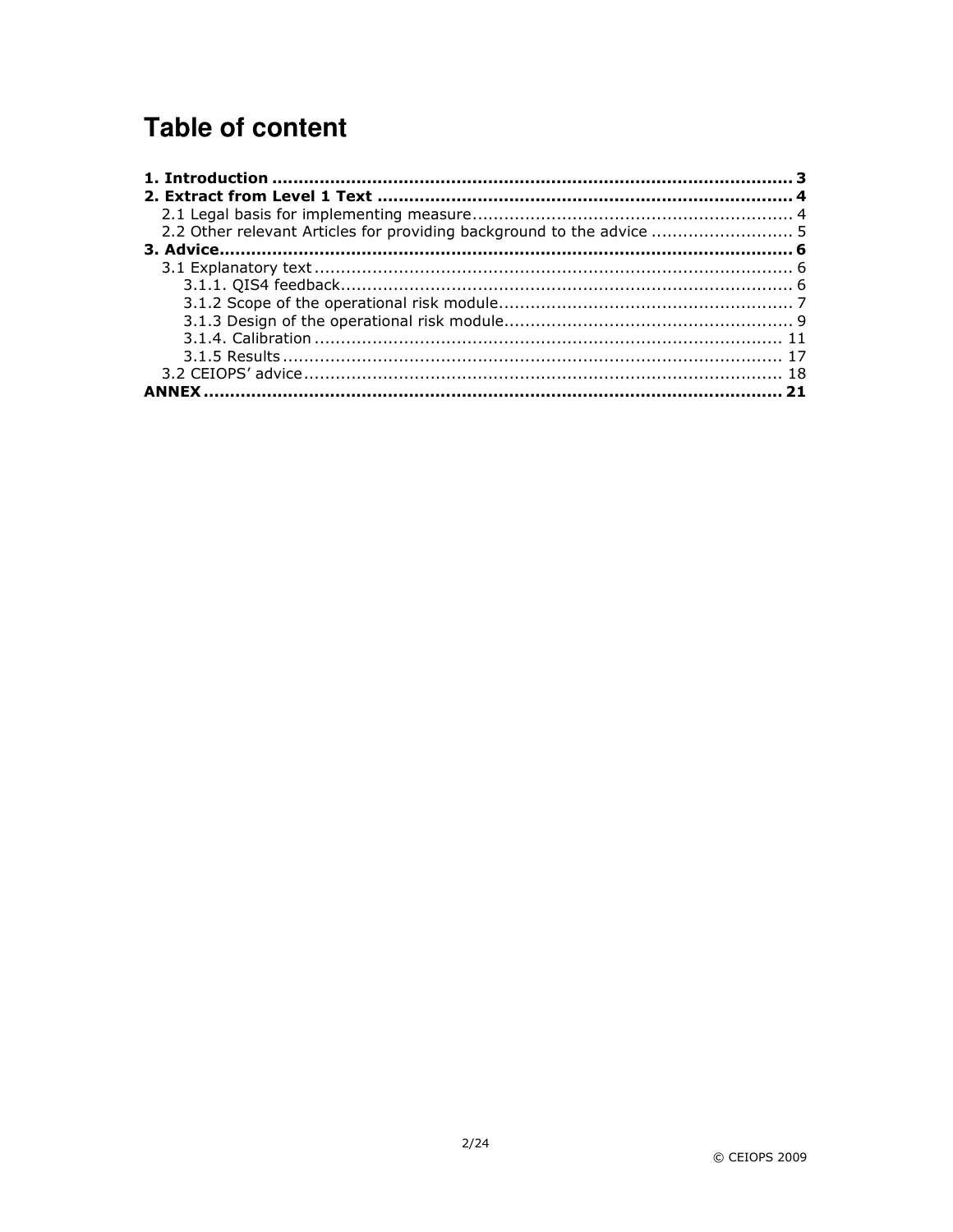# Table of content

**1. Introduction .................................................................................................. 3**
**2. Extract from Level 1 Text ............................................................................... 4**
- 2.1 Legal basis for implementing measure ............................................................. 4
- 2.2 Other relevant Articles for providing background to the advice ........................... 5

**3. Advice.......................................................................................................... 6**
- 3.1 Explanatory text .......................................................................................... 6
  - 3.1.1. QIS4 feedback..................................................................................... 6
  - 3.1.2 Scope of the operational risk module....................................................... 7
  - 3.1.3 Design of the operational risk module...................................................... 9
  - 3.1.4. Calibration ........................................................................................ 11
  - 3.1.5 Results .............................................................................................. 17
- 3.2 CEIOPS' advice ........................................................................................... 18

**ANNEX ............................................................................................................ 21**

© CEIOPS 2009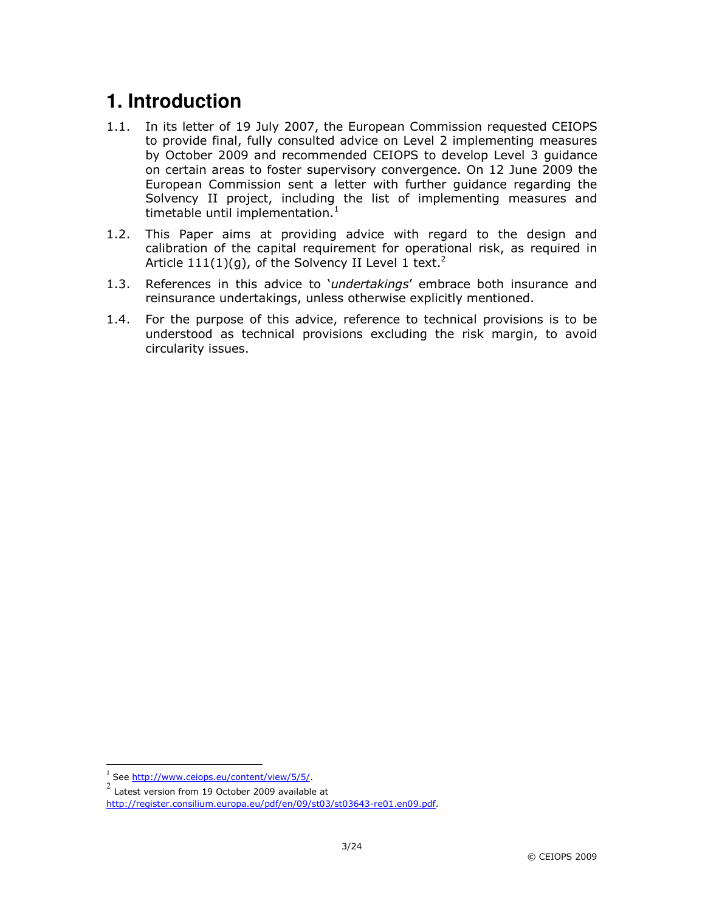# 1. Introduction

1.1. In its letter of 19 July 2007, the European Commission requested CEIOPS to provide final, fully consulted advice on Level 2 implementing measures by October 2009 and recommended CEIOPS to develop Level 3 guidance on certain areas to foster supervisory convergence. On 12 June 2009 the European Commission sent a letter with further guidance regarding the Solvency II project, including the list of implementing measures and timetable until implementation.[1]

1.2. This Paper aims at providing advice with regard to the design and calibration of the capital requirement for operational risk, as required in Article 111(1)(g), of the Solvency II Level 1 text.[2]

1.3. References in this advice to '*undertakings*' embrace both insurance and reinsurance undertakings, unless otherwise explicitly mentioned.

1.4. For the purpose of this advice, reference to technical provisions is to be understood as technical provisions excluding the risk margin, to avoid circularity issues.

---

[1] See http://www.ceiops.eu/content/view/5/5/.

[2] Latest version from 19 October 2009 available at http://register.consilium.europa.eu/pdf/en/09/st03/st03643-re01.en09.pdf.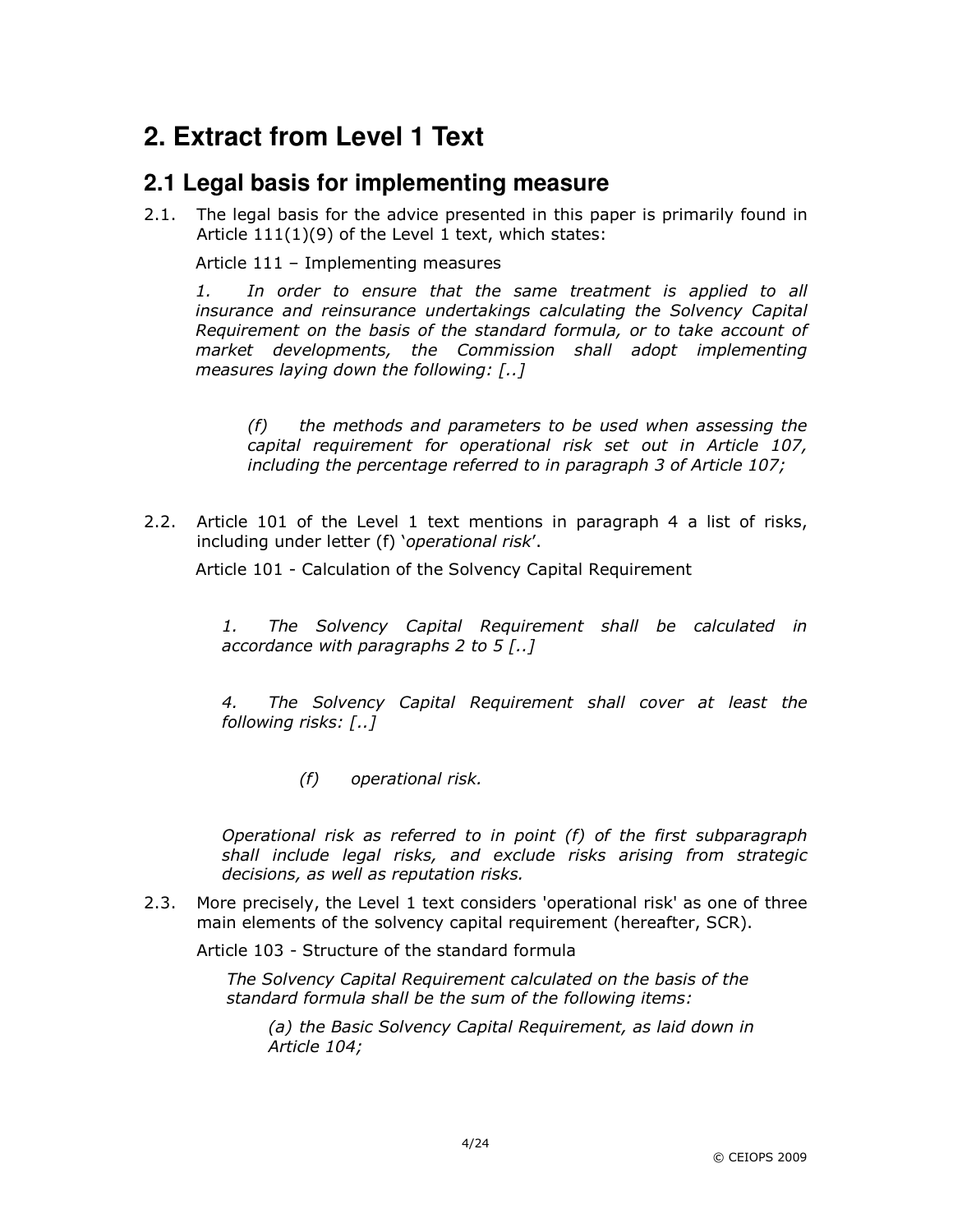# 2. Extract from Level 1 Text

## 2.1 Legal basis for implementing measure

2.1. The legal basis for the advice presented in this paper is primarily found in Article 111(1)(9) of the Level 1 text, which states:

Article 111 – Implementing measures

*1. In order to ensure that the same treatment is applied to all insurance and reinsurance undertakings calculating the Solvency Capital Requirement on the basis of the standard formula, or to take account of market developments, the Commission shall adopt implementing measures laying down the following: [..]*

> *(f) the methods and parameters to be used when assessing the capital requirement for operational risk set out in Article 107, including the percentage referred to in paragraph 3 of Article 107;*

2.2. Article 101 of the Level 1 text mentions in paragraph 4 a list of risks, including under letter (f) '*operational risk*'.

Article 101 - Calculation of the Solvency Capital Requirement

*1. The Solvency Capital Requirement shall be calculated in accordance with paragraphs 2 to 5 [..]*

*4. The Solvency Capital Requirement shall cover at least the following risks: [..]*

> *(f) operational risk.*

*Operational risk as referred to in point (f) of the first subparagraph shall include legal risks, and exclude risks arising from strategic decisions, as well as reputation risks.*

2.3. More precisely, the Level 1 text considers 'operational risk' as one of three main elements of the solvency capital requirement (hereafter, SCR).

Article 103 - Structure of the standard formula

*The Solvency Capital Requirement calculated on the basis of the standard formula shall be the sum of the following items:*

> *(a) the Basic Solvency Capital Requirement, as laid down in Article 104;*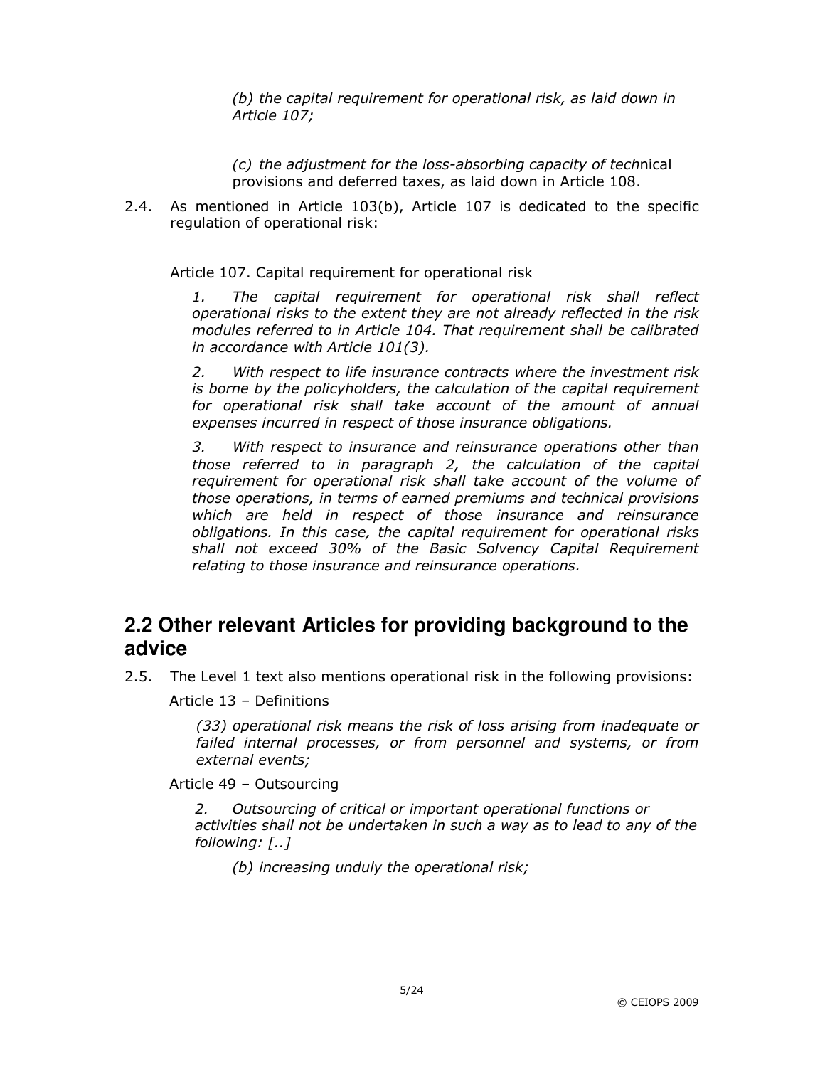*(b) the capital requirement for operational risk, as laid down in Article 107;*

*(c) the adjustment for the loss-absorbing capacity of tech*nical provisions and deferred taxes, as laid down in Article 108.

2.4. As mentioned in Article 103(b), Article 107 is dedicated to the specific regulation of operational risk:

Article 107. Capital requirement for operational risk

*1. The capital requirement for operational risk shall reflect operational risks to the extent they are not already reflected in the risk modules referred to in Article 104. That requirement shall be calibrated in accordance with Article 101(3).*

*2. With respect to life insurance contracts where the investment risk is borne by the policyholders, the calculation of the capital requirement for operational risk shall take account of the amount of annual expenses incurred in respect of those insurance obligations.*

*3. With respect to insurance and reinsurance operations other than those referred to in paragraph 2, the calculation of the capital requirement for operational risk shall take account of the volume of those operations, in terms of earned premiums and technical provisions which are held in respect of those insurance and reinsurance obligations. In this case, the capital requirement for operational risks shall not exceed 30% of the Basic Solvency Capital Requirement relating to those insurance and reinsurance operations.*

## 2.2 Other relevant Articles for providing background to the advice

2.5. The Level 1 text also mentions operational risk in the following provisions:

Article 13 – Definitions

*(33) operational risk means the risk of loss arising from inadequate or failed internal processes, or from personnel and systems, or from external events;*

Article 49 – Outsourcing

*2. Outsourcing of critical or important operational functions or activities shall not be undertaken in such a way as to lead to any of the following: [..]*

*(b) increasing unduly the operational risk;*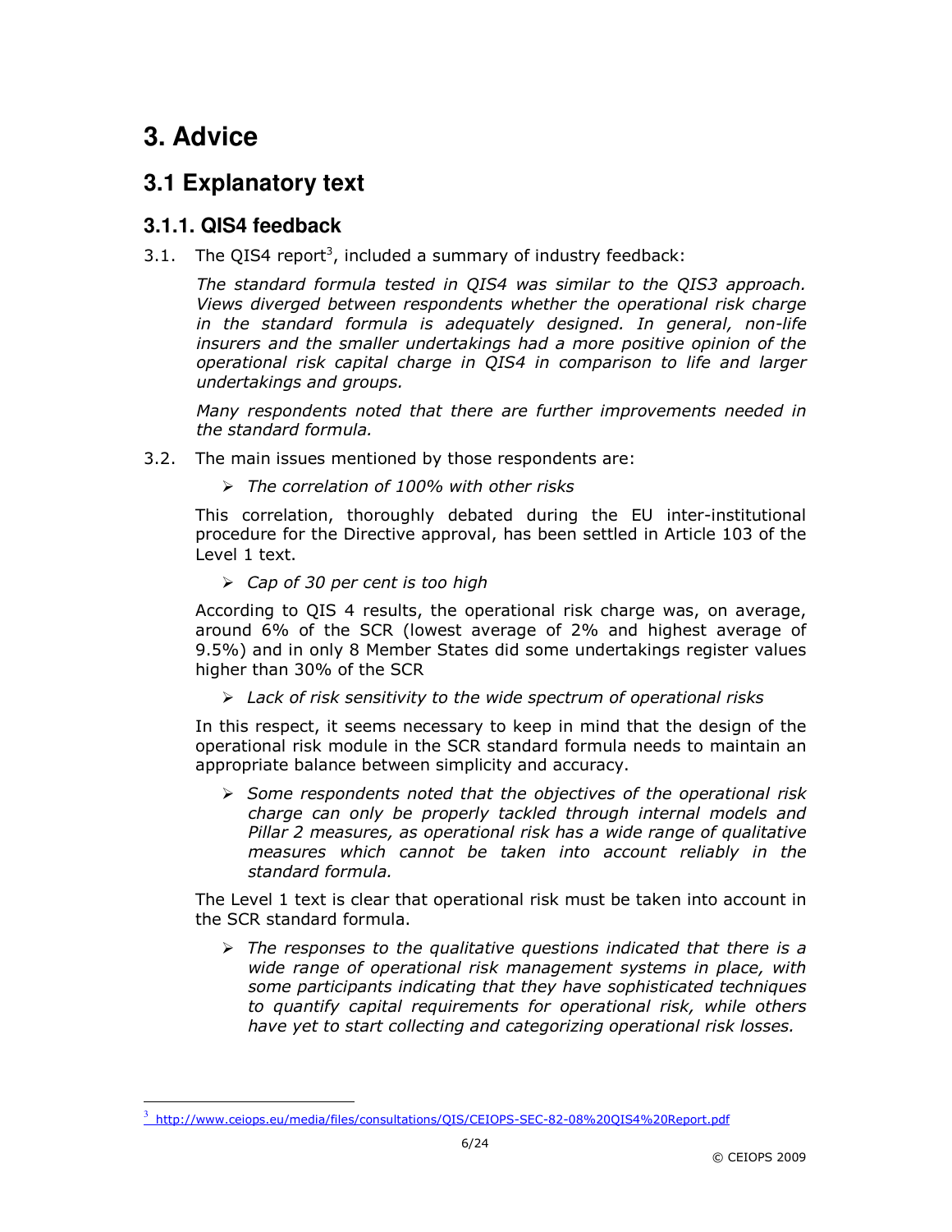# 3. Advice

## 3.1 Explanatory text

### 3.1.1. QIS4 feedback

3.1. The QIS4 report[3], included a summary of industry feedback:

*The standard formula tested in QIS4 was similar to the QIS3 approach. Views diverged between respondents whether the operational risk charge in the standard formula is adequately designed. In general, non-life insurers and the smaller undertakings had a more positive opinion of the operational risk capital charge in QIS4 in comparison to life and larger undertakings and groups.*

*Many respondents noted that there are further improvements needed in the standard formula.*

3.2. The main issues mentioned by those respondents are:

- *The correlation of 100% with other risks*

This correlation, thoroughly debated during the EU inter-institutional procedure for the Directive approval, has been settled in Article 103 of the Level 1 text.

- *Cap of 30 per cent is too high*

According to QIS 4 results, the operational risk charge was, on average, around 6% of the SCR (lowest average of 2% and highest average of 9.5%) and in only 8 Member States did some undertakings register values higher than 30% of the SCR

- *Lack of risk sensitivity to the wide spectrum of operational risks*

In this respect, it seems necessary to keep in mind that the design of the operational risk module in the SCR standard formula needs to maintain an appropriate balance between simplicity and accuracy.

- *Some respondents noted that the objectives of the operational risk charge can only be properly tackled through internal models and Pillar 2 measures, as operational risk has a wide range of qualitative measures which cannot be taken into account reliably in the standard formula.*

The Level 1 text is clear that operational risk must be taken into account in the SCR standard formula.

- *The responses to the qualitative questions indicated that there is a wide range of operational risk management systems in place, with some participants indicating that they have sophisticated techniques to quantify capital requirements for operational risk, while others have yet to start collecting and categorizing operational risk losses.*

---

[3] http://www.ceiops.eu/media/files/consultations/QIS/CEIOPS-SEC-82-08%20QIS4%20Report.pdf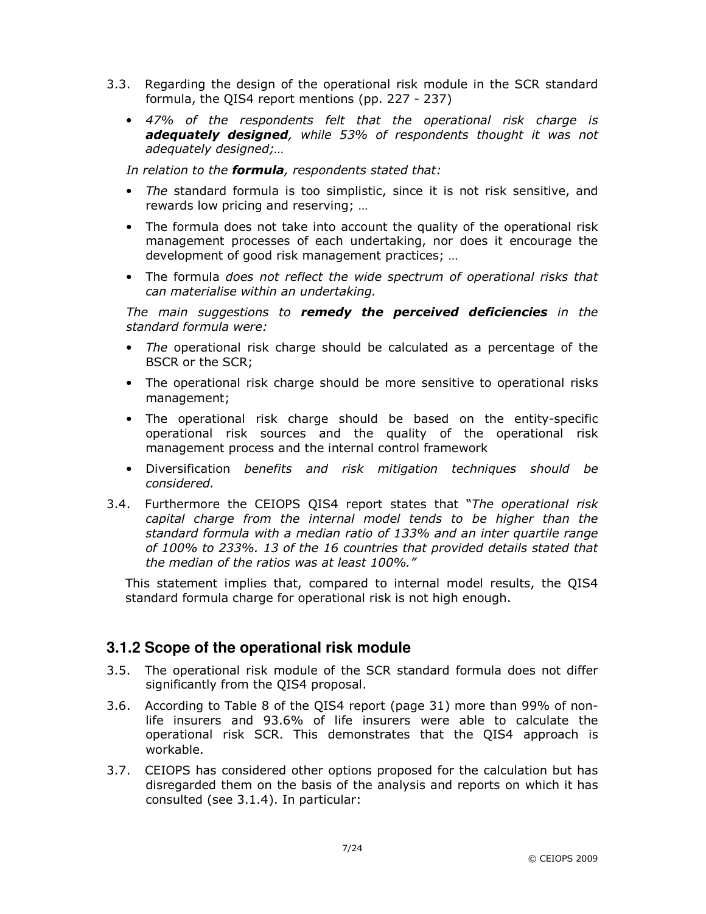3.3. Regarding the design of the operational risk module in the SCR standard formula, the QIS4 report mentions (pp. 227 - 237)

- *47% of the respondents felt that the operational risk charge is* ***adequately designed****, while 53% of respondents thought it was not adequately designed;…*

*In relation to the* ***formula****, respondents stated that:*

- *The* standard formula is too simplistic, since it is not risk sensitive, and rewards low pricing and reserving; …
- The formula does not take into account the quality of the operational risk management processes of each undertaking, nor does it encourage the development of good risk management practices; …
- The formula *does not reflect the wide spectrum of operational risks that can materialise within an undertaking.*

*The main suggestions to* ***remedy the perceived deficiencies*** *in the standard formula were:*

- *The* operational risk charge should be calculated as a percentage of the BSCR or the SCR;
- The operational risk charge should be more sensitive to operational risks management;
- The operational risk charge should be based on the entity-specific operational risk sources and the quality of the operational risk management process and the internal control framework
- Diversification *benefits and risk mitigation techniques should be considered.*

3.4. Furthermore the CEIOPS QIS4 report states that "*The operational risk capital charge from the internal model tends to be higher than the standard formula with a median ratio of 133% and an inter quartile range of 100% to 233%. 13 of the 16 countries that provided details stated that the median of the ratios was at least 100%.*"

This statement implies that, compared to internal model results, the QIS4 standard formula charge for operational risk is not high enough.

### 3.1.2 Scope of the operational risk module

3.5. The operational risk module of the SCR standard formula does not differ significantly from the QIS4 proposal.

3.6. According to Table 8 of the QIS4 report (page 31) more than 99% of non-life insurers and 93.6% of life insurers were able to calculate the operational risk SCR. This demonstrates that the QIS4 approach is workable.

3.7. CEIOPS has considered other options proposed for the calculation but has disregarded them on the basis of the analysis and reports on which it has consulted (see 3.1.4). In particular: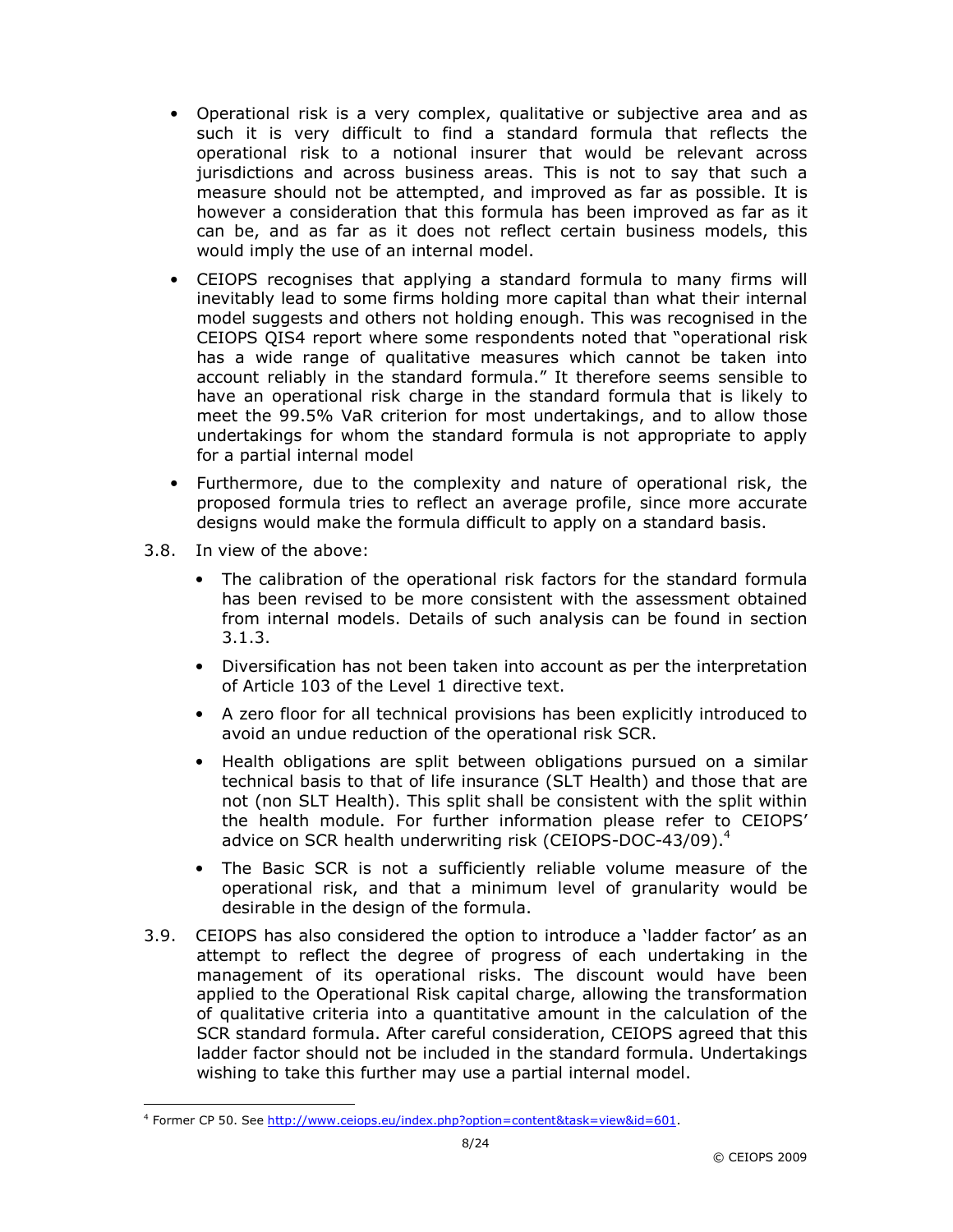- Operational risk is a very complex, qualitative or subjective area and as such it is very difficult to find a standard formula that reflects the operational risk to a notional insurer that would be relevant across jurisdictions and across business areas. This is not to say that such a measure should not be attempted, and improved as far as possible. It is however a consideration that this formula has been improved as far as it can be, and as far as it does not reflect certain business models, this would imply the use of an internal model.
- CEIOPS recognises that applying a standard formula to many firms will inevitably lead to some firms holding more capital than what their internal model suggests and others not holding enough. This was recognised in the CEIOPS QIS4 report where some respondents noted that "operational risk has a wide range of qualitative measures which cannot be taken into account reliably in the standard formula." It therefore seems sensible to have an operational risk charge in the standard formula that is likely to meet the 99.5% VaR criterion for most undertakings, and to allow those undertakings for whom the standard formula is not appropriate to apply for a partial internal model
- Furthermore, due to the complexity and nature of operational risk, the proposed formula tries to reflect an average profile, since more accurate designs would make the formula difficult to apply on a standard basis.

3.8. In view of the above:

- The calibration of the operational risk factors for the standard formula has been revised to be more consistent with the assessment obtained from internal models. Details of such analysis can be found in section 3.1.3.
- Diversification has not been taken into account as per the interpretation of Article 103 of the Level 1 directive text.
- A zero floor for all technical provisions has been explicitly introduced to avoid an undue reduction of the operational risk SCR.
- Health obligations are split between obligations pursued on a similar technical basis to that of life insurance (SLT Health) and those that are not (non SLT Health). This split shall be consistent with the split within the health module. For further information please refer to CEIOPS' advice on SCR health underwriting risk (CEIOPS-DOC-43/09).[4]
- The Basic SCR is not a sufficiently reliable volume measure of the operational risk, and that a minimum level of granularity would be desirable in the design of the formula.

3.9. CEIOPS has also considered the option to introduce a 'ladder factor' as an attempt to reflect the degree of progress of each undertaking in the management of its operational risks. The discount would have been applied to the Operational Risk capital charge, allowing the transformation of qualitative criteria into a quantitative amount in the calculation of the SCR standard formula. After careful consideration, CEIOPS agreed that this ladder factor should not be included in the standard formula. Undertakings wishing to take this further may use a partial internal model.

[4] Former CP 50. See http://www.ceiops.eu/index.php?option=content&task=view&id=601.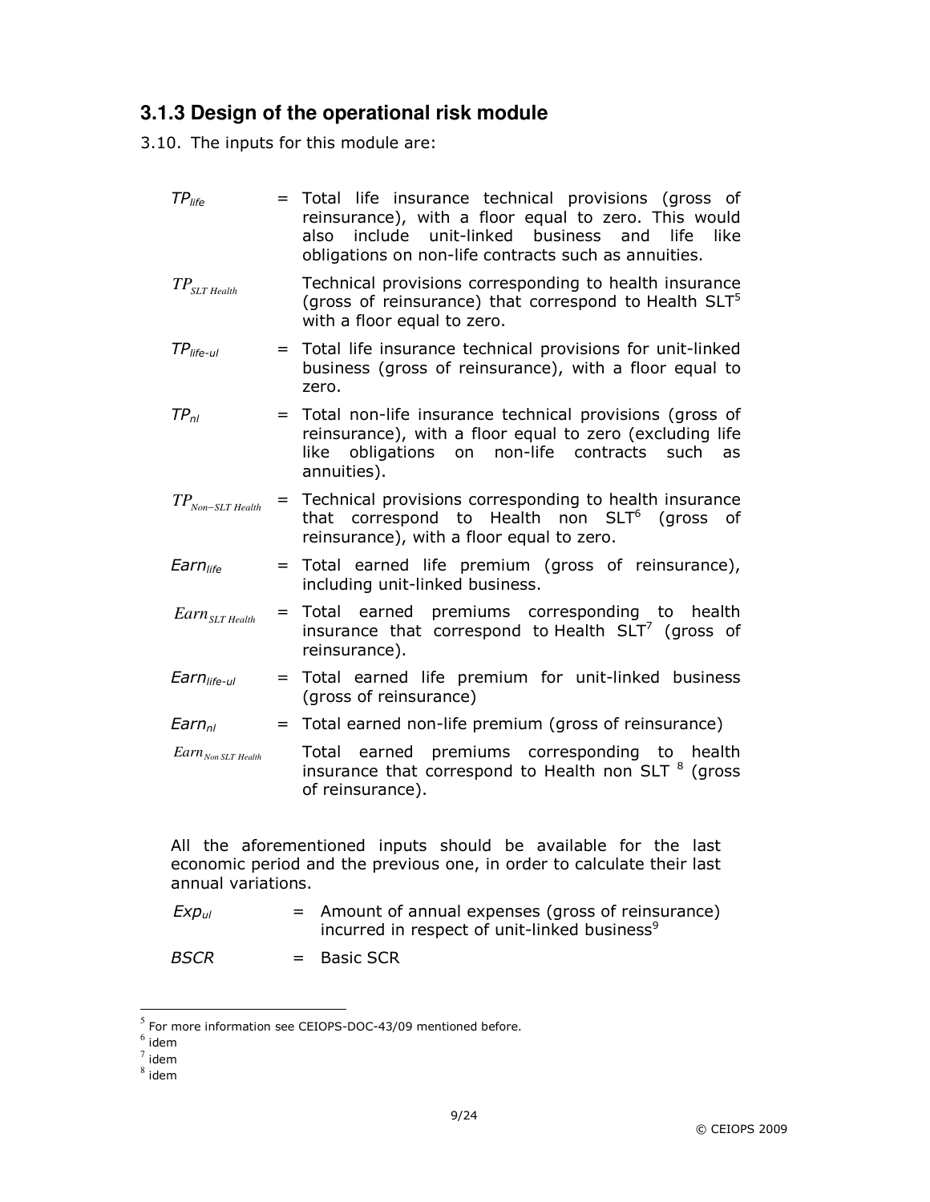### 3.1.3 Design of the operational risk module

3.10. The inputs for this module are:

| | | |
|---|---|---|
| $TP_{life}$ | = | Total life insurance technical provisions (gross of reinsurance), with a floor equal to zero. This would also include unit-linked business and life like obligations on non-life contracts such as annuities. |
| $TP_{SLT\ Health}$ | | Technical provisions corresponding to health insurance (gross of reinsurance) that correspond to Health SLT[5] with a floor equal to zero. |
| $TP_{life-ul}$ | = | Total life insurance technical provisions for unit-linked business (gross of reinsurance), with a floor equal to zero. |
| $TP_{nl}$ | = | Total non-life insurance technical provisions (gross of reinsurance), with a floor equal to zero (excluding life like obligations on non-life contracts such as annuities). |
| $TP_{Non-SLT\ Health}$ | = | Technical provisions corresponding to health insurance that correspond to Health non SLT[6] (gross of reinsurance), with a floor equal to zero. |
| $Earn_{life}$ | = | Total earned life premium (gross of reinsurance), including unit-linked business. |
| $Earn_{SLT\ Health}$ | = | Total earned premiums corresponding to health insurance that correspond to Health SLT[7] (gross of reinsurance). |
| $Earn_{life-ul}$ | = | Total earned life premium for unit-linked business (gross of reinsurance) |
| $Earn_{nl}$ | = | Total earned non-life premium (gross of reinsurance) |
| $Earn_{Non\ SLT\ Health}$ | | Total earned premiums corresponding to health insurance that correspond to Health non SLT [8] (gross of reinsurance). |

All the aforementioned inputs should be available for the last economic period and the previous one, in order to calculate their last annual variations.

| | | |
|---|---|---|
| $Exp_{ul}$ | = | Amount of annual expenses (gross of reinsurance) incurred in respect of unit-linked business[9] |
| $BSCR$ | = | Basic SCR |

[5] For more information see CEIOPS-DOC-43/09 mentioned before.

[6] idem

[7] idem

[8] idem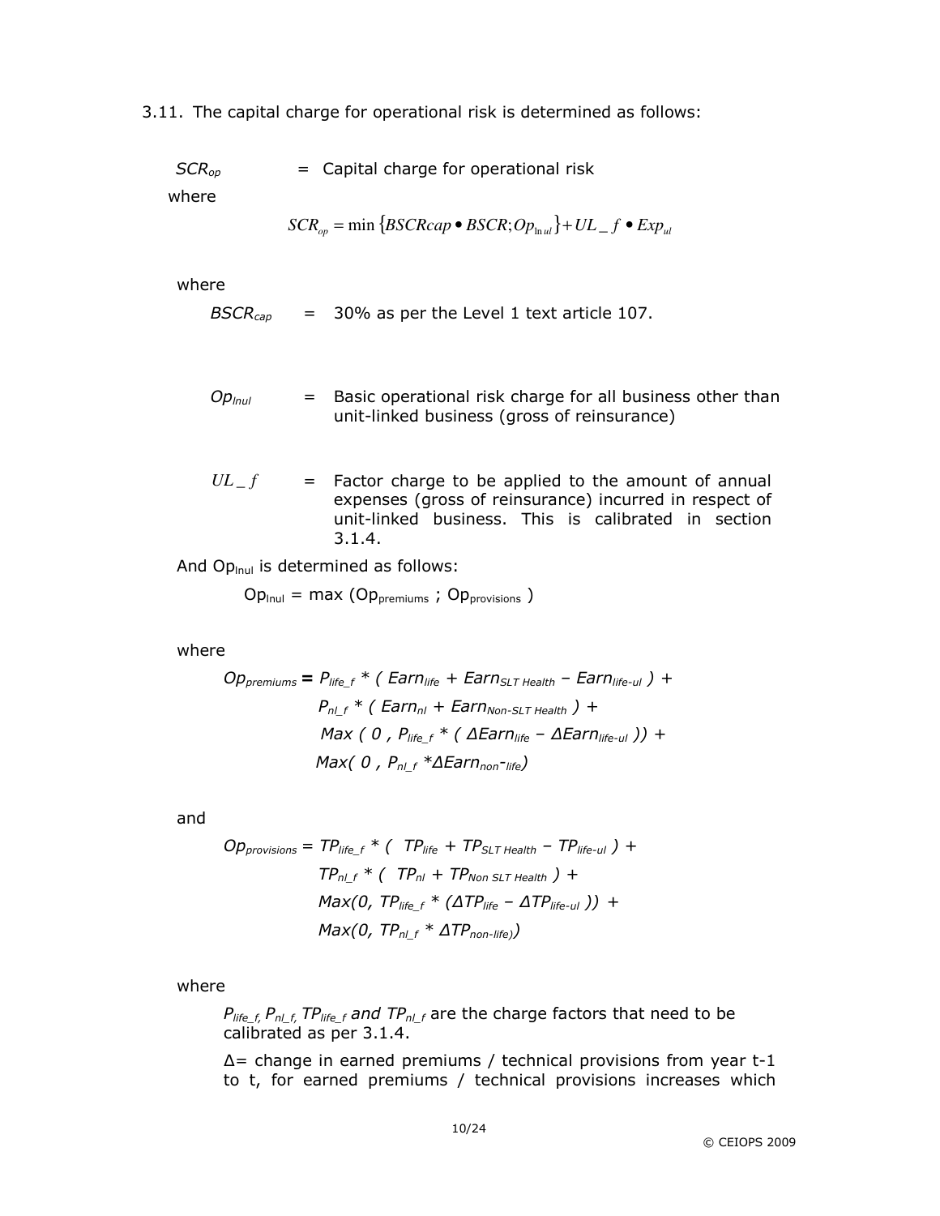3.11. The capital charge for operational risk is determined as follows:

$SCR_{op}$ = Capital charge for operational risk

where

$$SCR_{op} = \min\{BSCRcap \bullet BSCR; Op_{lnul}\} + UL\_f \bullet Exp_{ul}$$

where

$BSCR_{cap}$ = 30% as per the Level 1 text article 107.

$Op_{lnul}$ = Basic operational risk charge for all business other than unit-linked business (gross of reinsurance)

$UL\_f$ = Factor charge to be applied to the amount of annual expenses (gross of reinsurance) incurred in respect of unit-linked business. This is calibrated in section 3.1.4.

And $Op_{lnul}$ is determined as follows:

$$Op_{lnul} = \max(Op_{premiums} ; Op_{provisions})$$

where

$$\begin{aligned} Op_{premiums} = \; & P_{life\_f} * (Earn_{life} + Earn_{SLT\ Health} - Earn_{life\text{-}ul}) + \\ & P_{nl\_f} * (Earn_{nl} + Earn_{Non\text{-}SLT\ Health}) + \\ & Max(0, P_{life\_f} * (\Delta Earn_{life} - \Delta Earn_{life\text{-}ul})) + \\ & Max(0, P_{nl\_f} * \Delta Earn_{non\text{-}life}) \end{aligned}$$

and

$$\begin{aligned} Op_{provisions} = \; & TP_{life\_f} * (TP_{life} + TP_{SLT\ Health} - TP_{life\text{-}ul}) + \\ & TP_{nl\_f} * (TP_{nl} + TP_{Non\ SLT\ Health}) + \\ & Max(0, TP_{life\_f} * (\Delta TP_{life} - \Delta TP_{life\text{-}ul})) + \\ & Max(0, TP_{nl\_f} * \Delta TP_{non\text{-}life}) \end{aligned}$$

where

$P_{life\_f}$, $P_{nl\_f}$, $TP_{life\_f}$ and $TP_{nl\_f}$ are the charge factors that need to be calibrated as per 3.1.4.

$\Delta$= change in earned premiums / technical provisions from year t-1 to t, for earned premiums / technical provisions increases which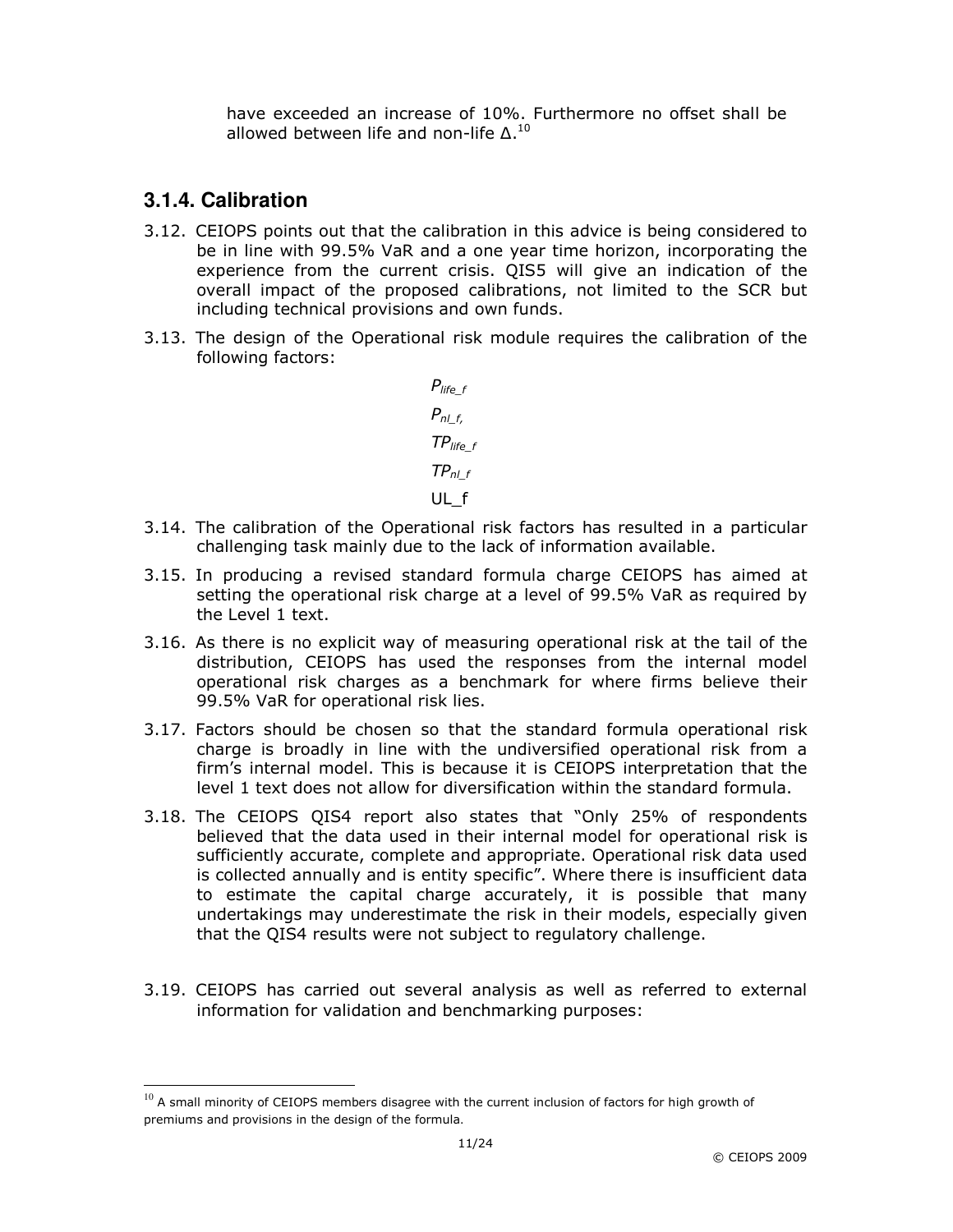have exceeded an increase of 10%. Furthermore no offset shall be allowed between life and non-life Δ.[10]

### 3.1.4. Calibration

3.12. CEIOPS points out that the calibration in this advice is being considered to be in line with 99.5% VaR and a one year time horizon, incorporating the experience from the current crisis. QIS5 will give an indication of the overall impact of the proposed calibrations, not limited to the SCR but including technical provisions and own funds.

3.13. The design of the Operational risk module requires the calibration of the following factors:

$P_{life\_f}$

$P_{nl\_f}$,

$TP_{life\_f}$

$TP_{nl\_f}$

UL_f

3.14. The calibration of the Operational risk factors has resulted in a particular challenging task mainly due to the lack of information available.

3.15. In producing a revised standard formula charge CEIOPS has aimed at setting the operational risk charge at a level of 99.5% VaR as required by the Level 1 text.

3.16. As there is no explicit way of measuring operational risk at the tail of the distribution, CEIOPS has used the responses from the internal model operational risk charges as a benchmark for where firms believe their 99.5% VaR for operational risk lies.

3.17. Factors should be chosen so that the standard formula operational risk charge is broadly in line with the undiversified operational risk from a firm's internal model. This is because it is CEIOPS interpretation that the level 1 text does not allow for diversification within the standard formula.

3.18. The CEIOPS QIS4 report also states that "Only 25% of respondents believed that the data used in their internal model for operational risk is sufficiently accurate, complete and appropriate. Operational risk data used is collected annually and is entity specific". Where there is insufficient data to estimate the capital charge accurately, it is possible that many undertakings may underestimate the risk in their models, especially given that the QIS4 results were not subject to regulatory challenge.

3.19. CEIOPS has carried out several analysis as well as referred to external information for validation and benchmarking purposes:

---

[10] A small minority of CEIOPS members disagree with the current inclusion of factors for high growth of premiums and provisions in the design of the formula.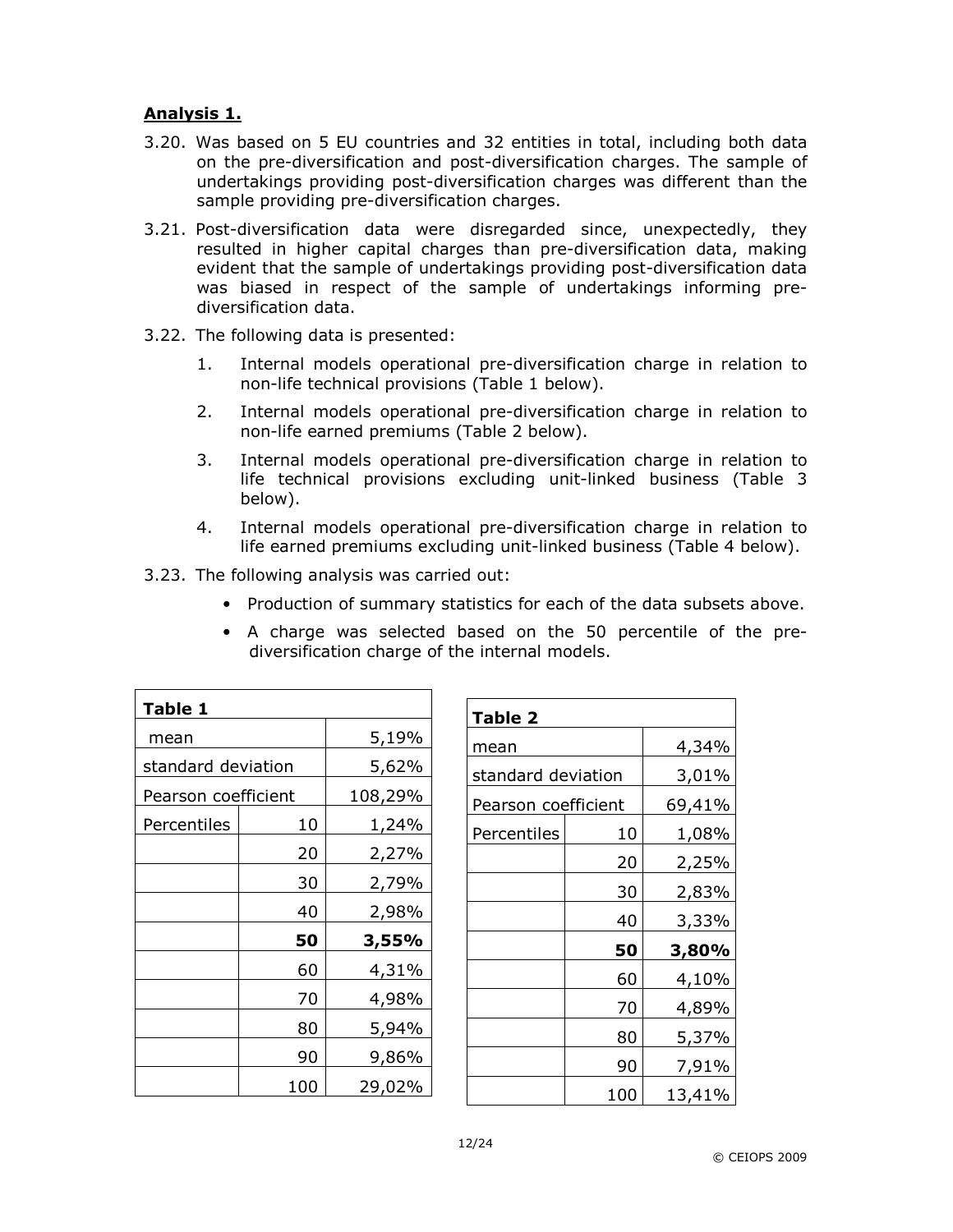**Analysis 1.**

3.20. Was based on 5 EU countries and 32 entities in total, including both data on the pre-diversification and post-diversification charges. The sample of undertakings providing post-diversification charges was different than the sample providing pre-diversification charges.

3.21. Post-diversification data were disregarded since, unexpectedly, they resulted in higher capital charges than pre-diversification data, making evident that the sample of undertakings providing post-diversification data was biased in respect of the sample of undertakings informing pre-diversification data.

3.22. The following data is presented:

1. Internal models operational pre-diversification charge in relation to non-life technical provisions (Table 1 below).
2. Internal models operational pre-diversification charge in relation to non-life earned premiums (Table 2 below).
3. Internal models operational pre-diversification charge in relation to life technical provisions excluding unit-linked business (Table 3 below).
4. Internal models operational pre-diversification charge in relation to life earned premiums excluding unit-linked business (Table 4 below).

3.23. The following analysis was carried out:

- Production of summary statistics for each of the data subsets above.
- A charge was selected based on the 50 percentile of the pre-diversification charge of the internal models.

| **Table 1** | | |
|---|---|---|
| mean | | 5,19% |
| standard deviation | | 5,62% |
| Pearson coefficient | | 108,29% |
| Percentiles | 10 | 1,24% |
| | 20 | 2,27% |
| | 30 | 2,79% |
| | 40 | 2,98% |
| | **50** | **3,55%** |
| | 60 | 4,31% |
| | 70 | 4,98% |
| | 80 | 5,94% |
| | 90 | 9,86% |
| | 100 | 29,02% |

| **Table 2** | | |
|---|---|---|
| mean | | 4,34% |
| standard deviation | | 3,01% |
| Pearson coefficient | | 69,41% |
| Percentiles | 10 | 1,08% |
| | 20 | 2,25% |
| | 30 | 2,83% |
| | 40 | 3,33% |
| | **50** | **3,80%** |
| | 60 | 4,10% |
| | 70 | 4,89% |
| | 80 | 5,37% |
| | 90 | 7,91% |
| | 100 | 13,41% |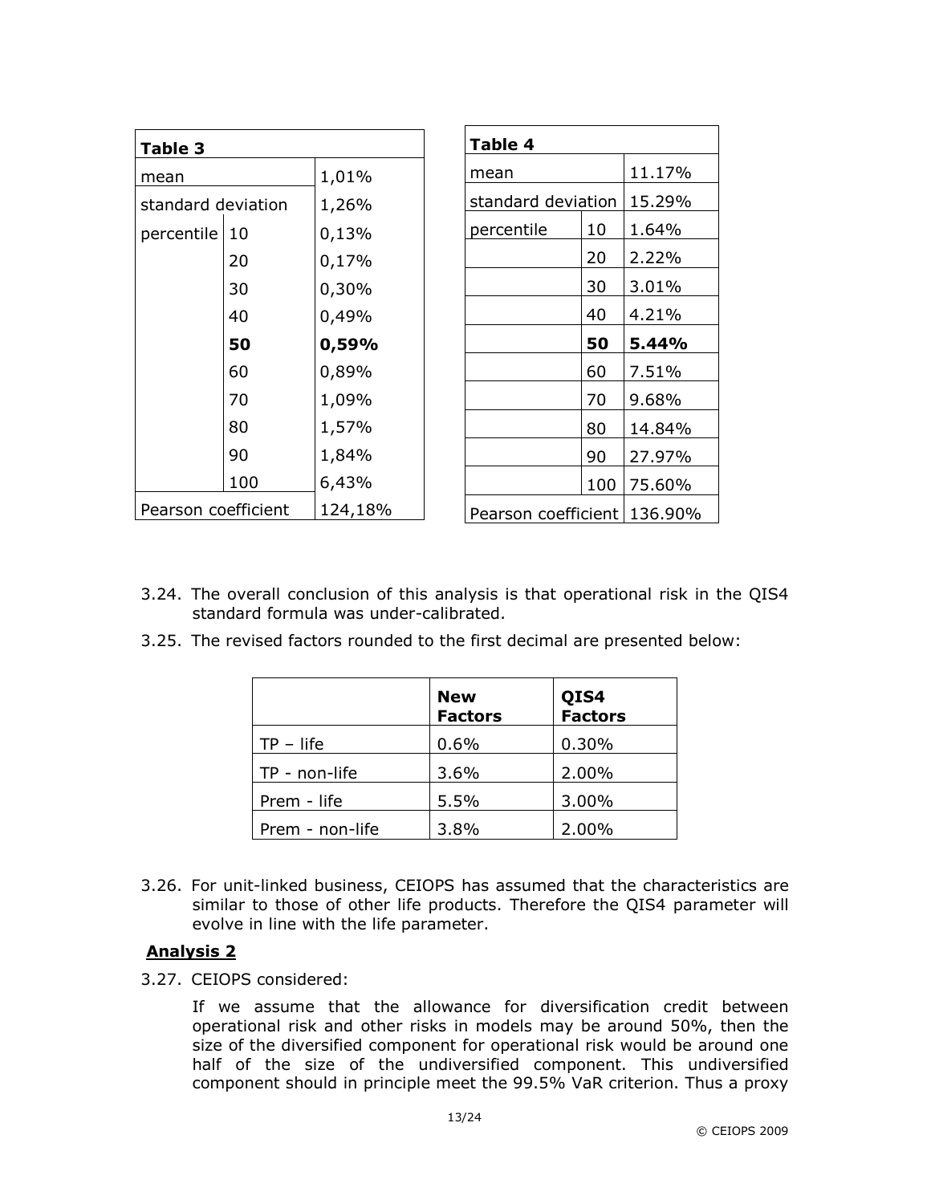| Table 3 | | |
|---|---|---|
| mean | | 1,01% |
| standard deviation | | 1,26% |
| percentile | 10 | 0,13% |
| | 20 | 0,17% |
| | 30 | 0,30% |
| | 40 | 0,49% |
| | **50** | **0,59%** |
| | 60 | 0,89% |
| | 70 | 1,09% |
| | 80 | 1,57% |
| | 90 | 1,84% |
| | 100 | 6,43% |
| Pearson coefficient | | 124,18% |

| Table 4 | | |
|---|---|---|
| mean | | 11.17% |
| standard deviation | | 15.29% |
| percentile | 10 | 1.64% |
| | 20 | 2.22% |
| | 30 | 3.01% |
| | 40 | 4.21% |
| | **50** | **5.44%** |
| | 60 | 7.51% |
| | 70 | 9.68% |
| | 80 | 14.84% |
| | 90 | 27.97% |
| | 100 | 75.60% |
| Pearson coefficient | | 136.90% |

3.24. The overall conclusion of this analysis is that operational risk in the QIS4 standard formula was under-calibrated.

3.25. The revised factors rounded to the first decimal are presented below:

| | **New Factors** | **QIS4 Factors** |
|---|---|---|
| TP – life | 0.6% | 0.30% |
| TP - non-life | 3.6% | 2.00% |
| Prem - life | 5.5% | 3.00% |
| Prem - non-life | 3.8% | 2.00% |

3.26. For unit-linked business, CEIOPS has assumed that the characteristics are similar to those of other life products. Therefore the QIS4 parameter will evolve in line with the life parameter.

**Analysis 2**

3.27. CEIOPS considered:

If we assume that the allowance for diversification credit between operational risk and other risks in models may be around 50%, then the size of the diversified component for operational risk would be around one half of the size of the undiversified component. This undiversified component should in principle meet the 99.5% VaR criterion. Thus a proxy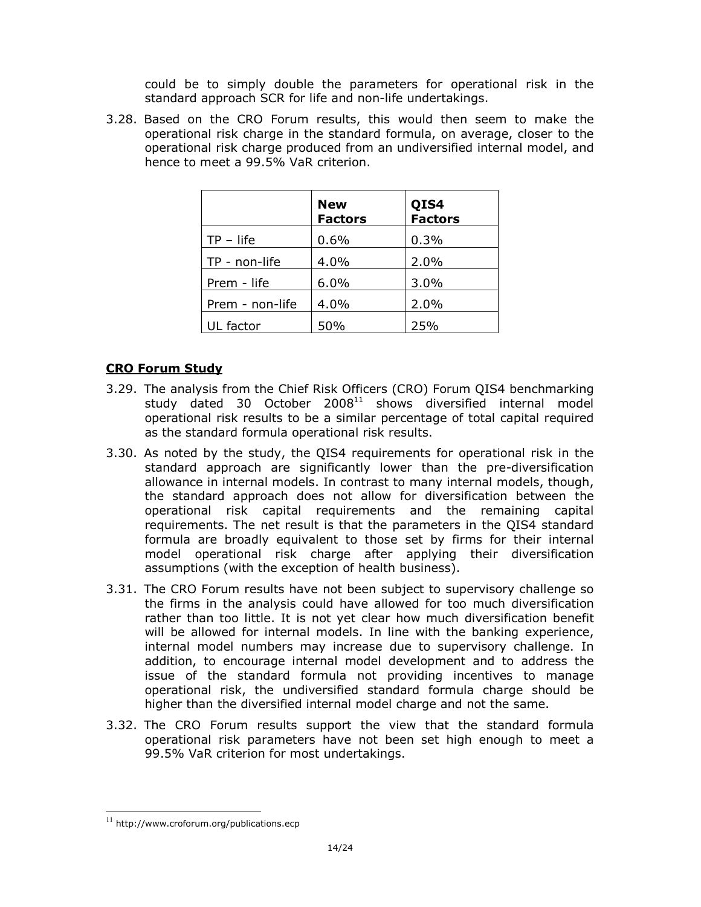could be to simply double the parameters for operational risk in the standard approach SCR for life and non-life undertakings.

3.28. Based on the CRO Forum results, this would then seem to make the operational risk charge in the standard formula, on average, closer to the operational risk charge produced from an undiversified internal model, and hence to meet a 99.5% VaR criterion.

| | **New Factors** | **QIS4 Factors** |
|---|---|---|
| TP – life | 0.6% | 0.3% |
| TP - non-life | 4.0% | 2.0% |
| Prem - life | 6.0% | 3.0% |
| Prem - non-life | 4.0% | 2.0% |
| UL factor | 50% | 25% |

**CRO Forum Study**

3.29. The analysis from the Chief Risk Officers (CRO) Forum QIS4 benchmarking study dated 30 October 2008[11] shows diversified internal model operational risk results to be a similar percentage of total capital required as the standard formula operational risk results.

3.30. As noted by the study, the QIS4 requirements for operational risk in the standard approach are significantly lower than the pre-diversification allowance in internal models. In contrast to many internal models, though, the standard approach does not allow for diversification between the operational risk capital requirements and the remaining capital requirements. The net result is that the parameters in the QIS4 standard formula are broadly equivalent to those set by firms for their internal model operational risk charge after applying their diversification assumptions (with the exception of health business).

3.31. The CRO Forum results have not been subject to supervisory challenge so the firms in the analysis could have allowed for too much diversification rather than too little. It is not yet clear how much diversification benefit will be allowed for internal models. In line with the banking experience, internal model numbers may increase due to supervisory challenge. In addition, to encourage internal model development and to address the issue of the standard formula not providing incentives to manage operational risk, the undiversified standard formula charge should be higher than the diversified internal model charge and not the same.

3.32. The CRO Forum results support the view that the standard formula operational risk parameters have not been set high enough to meet a 99.5% VaR criterion for most undertakings.

[11] http://www.croforum.org/publications.ecp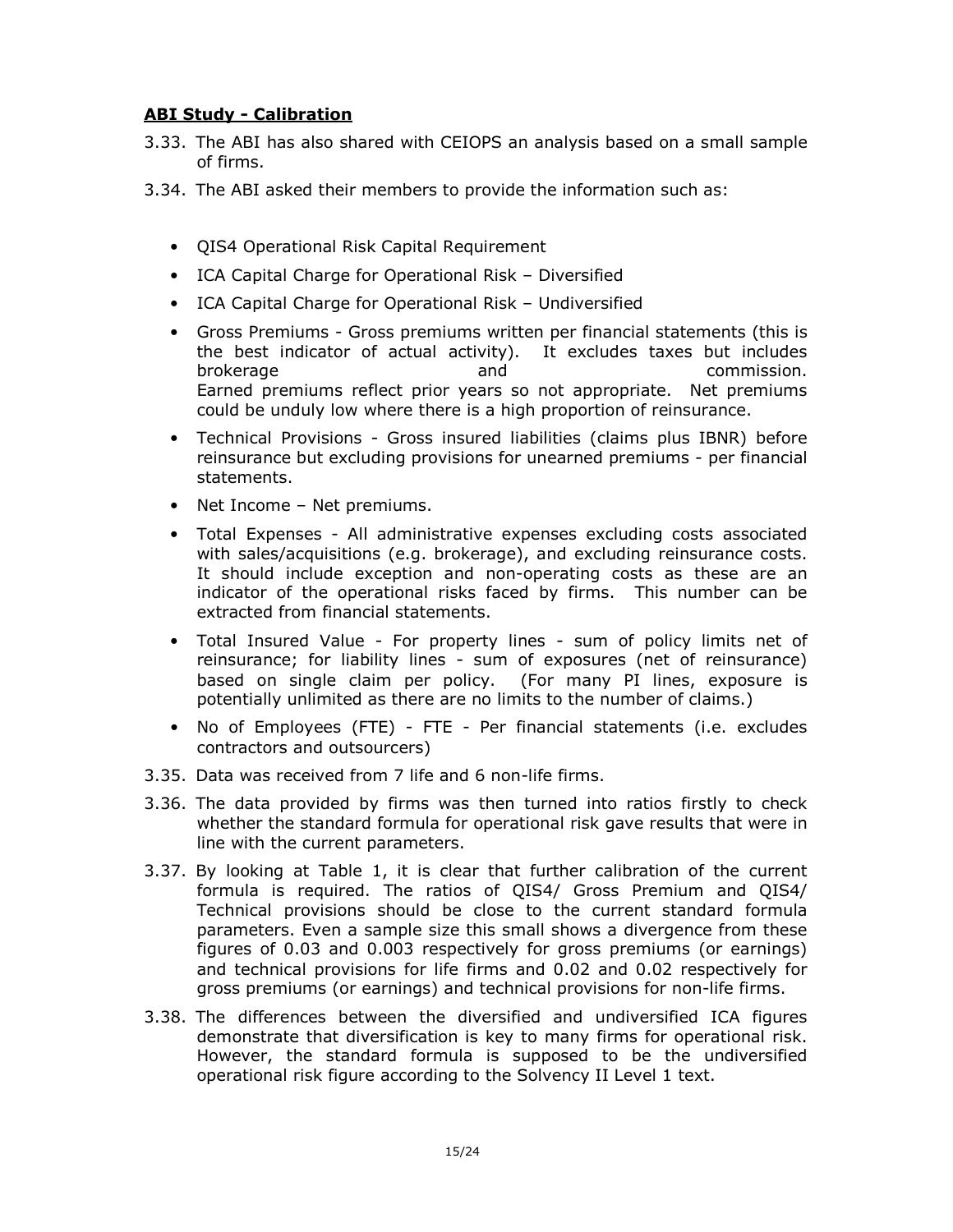**ABI Study - Calibration**

3.33. The ABI has also shared with CEIOPS an analysis based on a small sample of firms.

3.34. The ABI asked their members to provide the information such as:

- QIS4 Operational Risk Capital Requirement
- ICA Capital Charge for Operational Risk – Diversified
- ICA Capital Charge for Operational Risk – Undiversified
- Gross Premiums - Gross premiums written per financial statements (this is the best indicator of actual activity). It excludes taxes but includes brokerage and commission. Earned premiums reflect prior years so not appropriate. Net premiums could be unduly low where there is a high proportion of reinsurance.
- Technical Provisions - Gross insured liabilities (claims plus IBNR) before reinsurance but excluding provisions for unearned premiums - per financial statements.
- Net Income – Net premiums.
- Total Expenses - All administrative expenses excluding costs associated with sales/acquisitions (e.g. brokerage), and excluding reinsurance costs. It should include exception and non-operating costs as these are an indicator of the operational risks faced by firms. This number can be extracted from financial statements.
- Total Insured Value - For property lines - sum of policy limits net of reinsurance; for liability lines - sum of exposures (net of reinsurance) based on single claim per policy. (For many PI lines, exposure is potentially unlimited as there are no limits to the number of claims.)
- No of Employees (FTE) - FTE - Per financial statements (i.e. excludes contractors and outsourcers)

3.35. Data was received from 7 life and 6 non-life firms.

3.36. The data provided by firms was then turned into ratios firstly to check whether the standard formula for operational risk gave results that were in line with the current parameters.

3.37. By looking at Table 1, it is clear that further calibration of the current formula is required. The ratios of QIS4/ Gross Premium and QIS4/ Technical provisions should be close to the current standard formula parameters. Even a sample size this small shows a divergence from these figures of 0.03 and 0.003 respectively for gross premiums (or earnings) and technical provisions for life firms and 0.02 and 0.02 respectively for gross premiums (or earnings) and technical provisions for non-life firms.

3.38. The differences between the diversified and undiversified ICA figures demonstrate that diversification is key to many firms for operational risk. However, the standard formula is supposed to be the undiversified operational risk figure according to the Solvency II Level 1 text.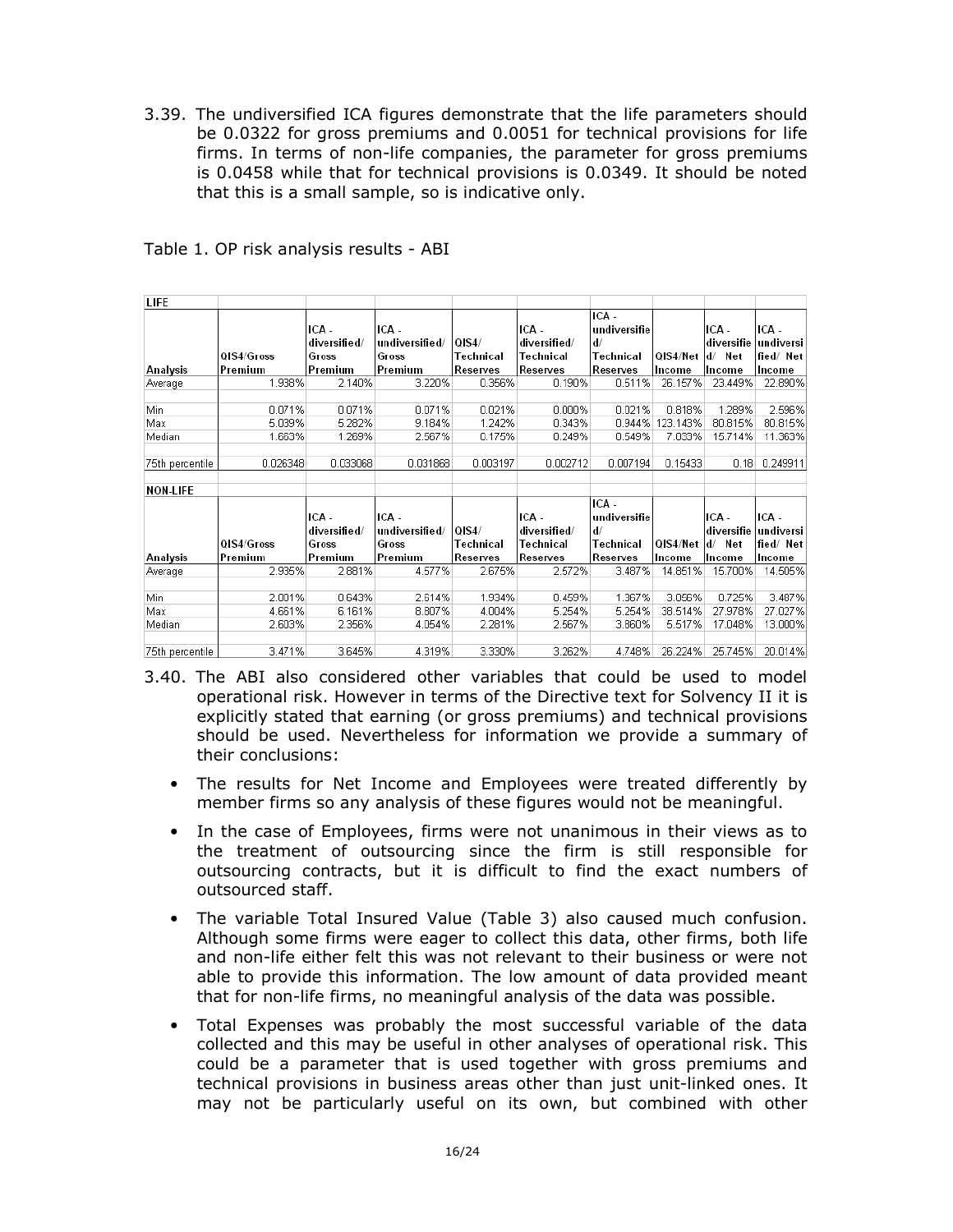3.39. The undiversified ICA figures demonstrate that the life parameters should be 0.0322 for gross premiums and 0.0051 for technical provisions for life firms. In terms of non-life companies, the parameter for gross premiums is 0.0458 while that for technical provisions is 0.0349. It should be noted that this is a small sample, so is indicative only.

Table 1. OP risk analysis results - ABI

| LIFE | | | | | | | | | |
|---|---|---|---|---|---|---|---|---|---|
| Analysis | QIS4/Gross Premium | ICA - diversified/ Gross Premium | ICA - undiversified/ Gross Premium | QIS4/ Technical Reserves | ICA - diversified/ Technical Reserves | ICA - undiversified/ Technical Reserves | QIS4/Net Income | ICA - diversified/ Net Income | ICA - undiversified/ Net Income |
| Average | 1.938% | 2.140% | 3.220% | 0.356% | 0.190% | 0.511% | 26.157% | 23.449% | 22.890% |
| Min | 0.071% | 0.071% | 0.071% | 0.021% | 0.000% | 0.021% | 0.818% | 1.289% | 2.596% |
| Max | 5.039% | 5.282% | 9.184% | 1.242% | 0.343% | 0.944% | 123.143% | 80.815% | 80.815% |
| Median | 1.663% | 1.269% | 2.567% | 0.175% | 0.249% | 0.549% | 7.033% | 15.714% | 11.363% |
| 75th percentile | 0.026348 | 0.033068 | 0.031868 | 0.003197 | 0.002712 | 0.007194 | 0.15433 | 0.18 | 0.249911 |

| NON-LIFE | | | | | | | | | |
|---|---|---|---|---|---|---|---|---|---|
| Analysis | QIS4/Gross Premium | ICA - diversified/ Gross Premium | ICA - undiversified/ Gross Premium | QIS4/ Technical Reserves | ICA - diversified/ Technical Reserves | ICA - undiversified/ Technical Reserves | QIS4/Net Income | ICA - diversified/ Net Income | ICA - undiversified/ Net Income |
| Average | 2.935% | 2.881% | 4.577% | 2.675% | 2.572% | 3.487% | 14.851% | 15.700% | 14.505% |
| Min | 2.001% | 0.643% | 2.614% | 1.934% | 0.459% | 1.367% | 3.056% | 0.725% | 3.487% |
| Max | 4.661% | 6.161% | 8.807% | 4.004% | 5.254% | 5.254% | 38.514% | 27.978% | 27.027% |
| Median | 2.603% | 2.356% | 4.054% | 2.281% | 2.567% | 3.860% | 5.517% | 17.048% | 13.000% |
| 75th percentile | 3.471% | 3.645% | 4.319% | 3.330% | 3.262% | 4.748% | 26.224% | 25.745% | 20.014% |

3.40. The ABI also considered other variables that could be used to model operational risk. However in terms of the Directive text for Solvency II it is explicitly stated that earning (or gross premiums) and technical provisions should be used. Nevertheless for information we provide a summary of their conclusions:

- The results for Net Income and Employees were treated differently by member firms so any analysis of these figures would not be meaningful.
- In the case of Employees, firms were not unanimous in their views as to the treatment of outsourcing since the firm is still responsible for outsourcing contracts, but it is difficult to find the exact numbers of outsourced staff.
- The variable Total Insured Value (Table 3) also caused much confusion. Although some firms were eager to collect this data, other firms, both life and non-life either felt this was not relevant to their business or were not able to provide this information. The low amount of data provided meant that for non-life firms, no meaningful analysis of the data was possible.
- Total Expenses was probably the most successful variable of the data collected and this may be useful in other analyses of operational risk. This could be a parameter that is used together with gross premiums and technical provisions in business areas other than just unit-linked ones. It may not be particularly useful on its own, but combined with other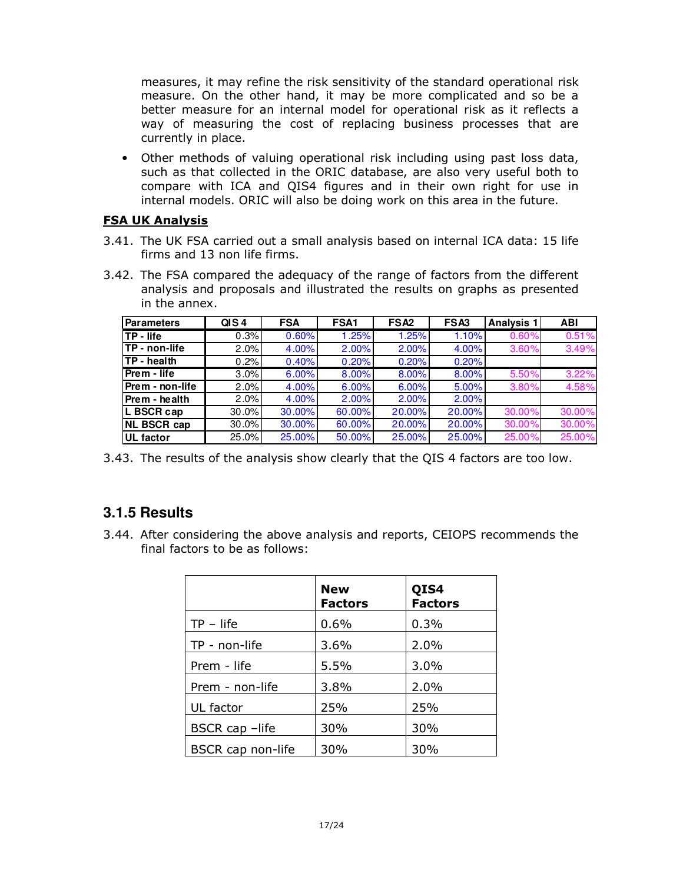measures, it may refine the risk sensitivity of the standard operational risk measure. On the other hand, it may be more complicated and so be a better measure for an internal model for operational risk as it reflects a way of measuring the cost of replacing business processes that are currently in place.

- Other methods of valuing operational risk including using past loss data, such as that collected in the ORIC database, are also very useful both to compare with ICA and QIS4 figures and in their own right for use in internal models. ORIC will also be doing work on this area in the future.

**FSA UK Analysis**

3.41. The UK FSA carried out a small analysis based on internal ICA data: 15 life firms and 13 non life firms.

3.42. The FSA compared the adequacy of the range of factors from the different analysis and proposals and illustrated the results on graphs as presented in the annex.

| Parameters | QIS 4 | FSA | FSA1 | FSA2 | FSA3 | Analysis 1 | ABI |
|---|---|---|---|---|---|---|---|
| TP - life | 0.3% | 0.60% | 1.25% | 1.25% | 1.10% | 0.60% | 0.51% |
| TP - non-life | 2.0% | 4.00% | 2.00% | 2.00% | 4.00% | 3.60% | 3.49% |
| TP - health | 0.2% | 0.40% | 0.20% | 0.20% | 0.20% | | |
| Prem - life | 3.0% | 6.00% | 8.00% | 8.00% | 8.00% | 5.50% | 3.22% |
| Prem - non-life | 2.0% | 4.00% | 6.00% | 6.00% | 5.00% | 3.80% | 4.58% |
| Prem - health | 2.0% | 4.00% | 2.00% | 2.00% | 2.00% | | |
| L BSCR cap | 30.0% | 30.00% | 60.00% | 20.00% | 20.00% | 30.00% | 30.00% |
| NL BSCR cap | 30.0% | 30.00% | 60.00% | 20.00% | 20.00% | 30.00% | 30.00% |
| UL factor | 25.0% | 25.00% | 50.00% | 25.00% | 25.00% | 25.00% | 25.00% |

3.43. The results of the analysis show clearly that the QIS 4 factors are too low.

### 3.1.5 Results

3.44. After considering the above analysis and reports, CEIOPS recommends the final factors to be as follows:

| | **New Factors** | **QIS4 Factors** |
|---|---|---|
| TP – life | 0.6% | 0.3% |
| TP - non-life | 3.6% | 2.0% |
| Prem - life | 5.5% | 3.0% |
| Prem - non-life | 3.8% | 2.0% |
| UL factor | 25% | 25% |
| BSCR cap –life | 30% | 30% |
| BSCR cap non-life | 30% | 30% |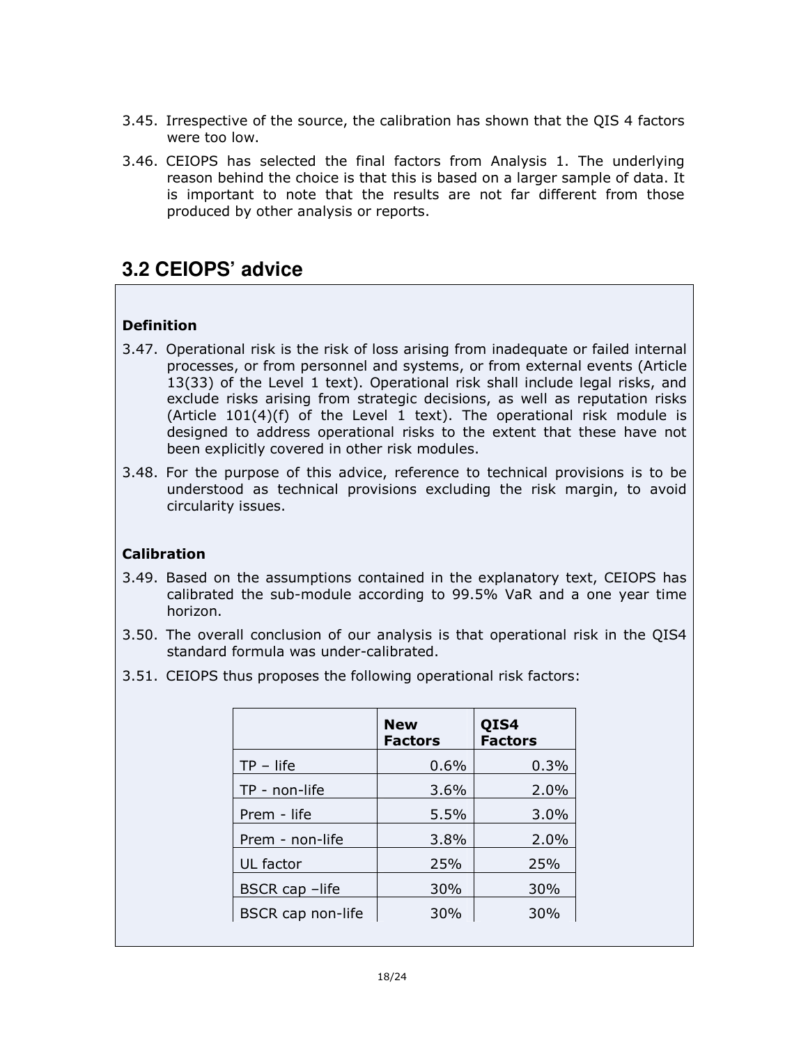3.45. Irrespective of the source, the calibration has shown that the QIS 4 factors were too low.

3.46. CEIOPS has selected the final factors from Analysis 1. The underlying reason behind the choice is that this is based on a larger sample of data. It is important to note that the results are not far different from those produced by other analysis or reports.

## 3.2 CEIOPS' advice

**Definition**

3.47. Operational risk is the risk of loss arising from inadequate or failed internal processes, or from personnel and systems, or from external events (Article 13(33) of the Level 1 text). Operational risk shall include legal risks, and exclude risks arising from strategic decisions, as well as reputation risks (Article 101(4)(f) of the Level 1 text). The operational risk module is designed to address operational risks to the extent that these have not been explicitly covered in other risk modules.

3.48. For the purpose of this advice, reference to technical provisions is to be understood as technical provisions excluding the risk margin, to avoid circularity issues.

**Calibration**

3.49. Based on the assumptions contained in the explanatory text, CEIOPS has calibrated the sub-module according to 99.5% VaR and a one year time horizon.

3.50. The overall conclusion of our analysis is that operational risk in the QIS4 standard formula was under-calibrated.

3.51. CEIOPS thus proposes the following operational risk factors:

| | New Factors | QIS4 Factors |
|---|---|---|
| TP – life | 0.6% | 0.3% |
| TP - non-life | 3.6% | 2.0% |
| Prem - life | 5.5% | 3.0% |
| Prem - non-life | 3.8% | 2.0% |
| UL factor | 25% | 25% |
| BSCR cap –life | 30% | 30% |
| BSCR cap non-life | 30% | 30% |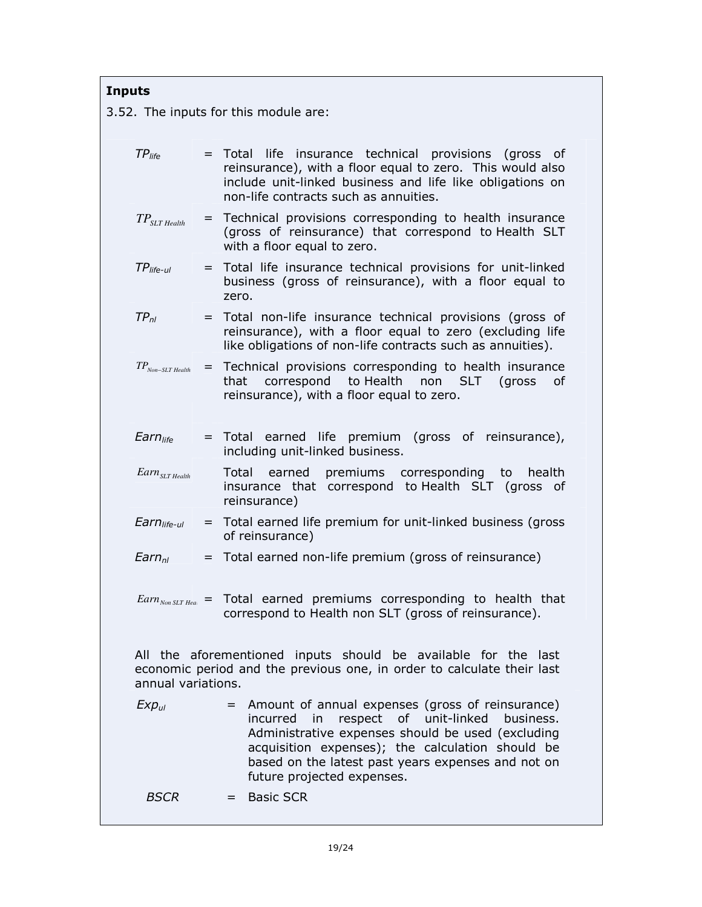**Inputs**

3.52. The inputs for this module are:

| | | |
|---|---|---|
| $TP_{life}$ | = | Total life insurance technical provisions (gross of reinsurance), with a floor equal to zero. This would also include unit-linked business and life like obligations on non-life contracts such as annuities. |
| $TP_{SLT\ Health}$ | = | Technical provisions corresponding to health insurance (gross of reinsurance) that correspond to Health SLT with a floor equal to zero. |
| $TP_{life-ul}$ | = | Total life insurance technical provisions for unit-linked business (gross of reinsurance), with a floor equal to zero. |
| $TP_{nl}$ | = | Total non-life insurance technical provisions (gross of reinsurance), with a floor equal to zero (excluding life like obligations of non-life contracts such as annuities). |
| $TP_{Non-SLT\ Health}$ | = | Technical provisions corresponding to health insurance that correspond to Health non SLT (gross of reinsurance), with a floor equal to zero. |
| $Earn_{life}$ | = | Total earned life premium (gross of reinsurance), including unit-linked business. |
| $Earn_{SLT\ Health}$ | | Total earned premiums corresponding to health insurance that correspond to Health SLT (gross of reinsurance) |
| $Earn_{life-ul}$ | = | Total earned life premium for unit-linked business (gross of reinsurance) |
| $Earn_{nl}$ | = | Total earned non-life premium (gross of reinsurance) |
| $Earn_{Non\ SLT\ Health}$ | = | Total earned premiums corresponding to health that correspond to Health non SLT (gross of reinsurance). |

All the aforementioned inputs should be available for the last economic period and the previous one, in order to calculate their last annual variations.

| | | |
|---|---|---|
| $Exp_{ul}$ | = | Amount of annual expenses (gross of reinsurance) incurred in respect of unit-linked business. Administrative expenses should be used (excluding acquisition expenses); the calculation should be based on the latest past years expenses and not on future projected expenses. |
| $BSCR$ | = | Basic SCR |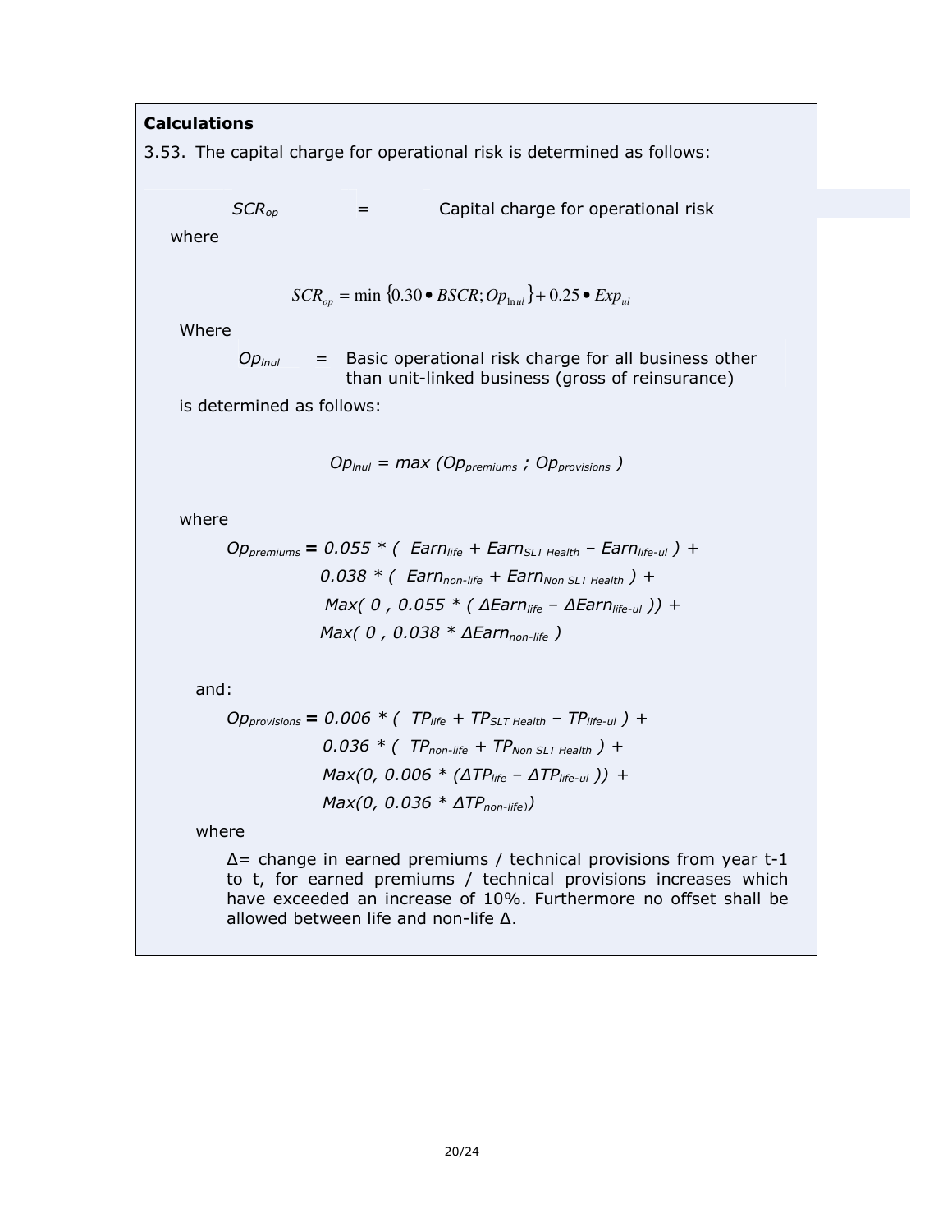**Calculations**

3.53. The capital charge for operational risk is determined as follows:

| $SCR_{op}$ | = | Capital charge for operational risk |
|---|---|---|

where

$$SCR_{op} = \min\{0.30 \bullet BSCR; Op_{lnul}\} + 0.25 \bullet Exp_{ul}$$

Where

| $Op_{lnul}$ | = | Basic operational risk charge for all business other than unit-linked business (gross of reinsurance) |
|---|---|---|

is determined as follows:

$$Op_{lnul} = max\ (Op_{premiums}\ ;\ Op_{provisions}\ )$$

where

$$\begin{aligned} Op_{premiums} = {} & 0.055 * (\ Earn_{life} + Earn_{SLT\ Health} - Earn_{life\text{-}ul}\ ) + \\ & 0.038 * (\ Earn_{non\text{-}life} + Earn_{Non\ SLT\ Health}\ ) + \\ & Max(\ 0\ ,\ 0.055 * (\ \Delta Earn_{life} - \Delta Earn_{life\text{-}ul}\ )) + \\ & Max(\ 0\ ,\ 0.038 * \Delta Earn_{non\text{-}life}\ ) \end{aligned}$$

and:

$$\begin{aligned} Op_{provisions} = {} & 0.006 * (\ TP_{life} + TP_{SLT\ Health} - TP_{life\text{-}ul}\ ) + \\ & 0.036 * (\ TP_{non\text{-}life} + TP_{Non\ SLT\ Health}\ ) + \\ & Max(0,\ 0.006 * (\Delta TP_{life} - \Delta TP_{life\text{-}ul}\ )) + \\ & Max(0,\ 0.036 * \Delta TP_{non\text{-}life}) \end{aligned}$$

where

Δ= change in earned premiums / technical provisions from year t-1 to t, for earned premiums / technical provisions increases which have exceeded an increase of 10%. Furthermore no offset shall be allowed between life and non-life Δ.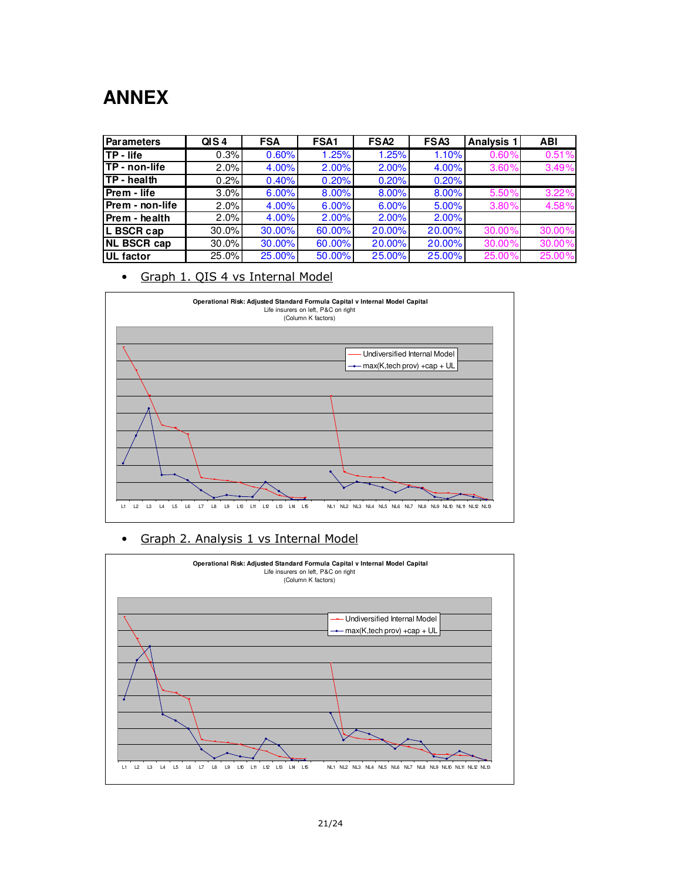# ANNEX

| Parameters | QIS 4 | FSA | FSA1 | FSA2 | FSA3 | Analysis 1 | ABI |
|---|---|---|---|---|---|---|---|
| TP - life | 0.3% | 0.60% | 1.25% | 1.25% | 1.10% | 0.60% | 0.51% |
| TP - non-life | 2.0% | 4.00% | 2.00% | 2.00% | 4.00% | 3.60% | 3.49% |
| TP - health | 0.2% | 0.40% | 0.20% | 0.20% | 0.20% | | |
| Prem - life | 3.0% | 6.00% | 8.00% | 8.00% | 8.00% | 5.50% | 3.22% |
| Prem - non-life | 2.0% | 4.00% | 6.00% | 6.00% | 5.00% | 3.80% | 4.58% |
| Prem - health | 2.0% | 4.00% | 2.00% | 2.00% | 2.00% | | |
| L BSCR cap | 30.0% | 30.00% | 60.00% | 20.00% | 20.00% | 30.00% | 30.00% |
| NL BSCR cap | 30.0% | 30.00% | 60.00% | 20.00% | 20.00% | 30.00% | 30.00% |
| UL factor | 25.0% | 25.00% | 50.00% | 25.00% | 25.00% | 25.00% | 25.00% |

- Graph 1. QIS 4 vs Internal Model

Operational Risk: Adjusted Standard Formula Capital v Internal Model Capital
Life insurers on left, P&C on right
(Column K factors)

Legend: Undiversified Internal Model; max(K,tech prov) +cap + UL

L1 L2 L3 L4 L5 L6 L7 L8 L9 L10 L11 L12 L13 L14 L15 NL1 NL2 NL3 NL4 NL5 NL6 NL7 NL8 NL9 NL10 NL11 NL12 NL13

- Graph 2. Analysis 1 vs Internal Model

Operational Risk: Adjusted Standard Formula Capital v Internal Model Capital
Life insurers on left, P&C on right
(Column K factors)

Legend: Undiversified Internal Model; max(K,tech prov) +cap + UL

L1 L2 L3 L4 L5 L6 L7 L8 L9 L10 L11 L12 L13 L14 L15 NL1 NL2 NL3 NL4 NL5 NL6 NL7 NL8 NL9 NL10 NL11 NL12 NL13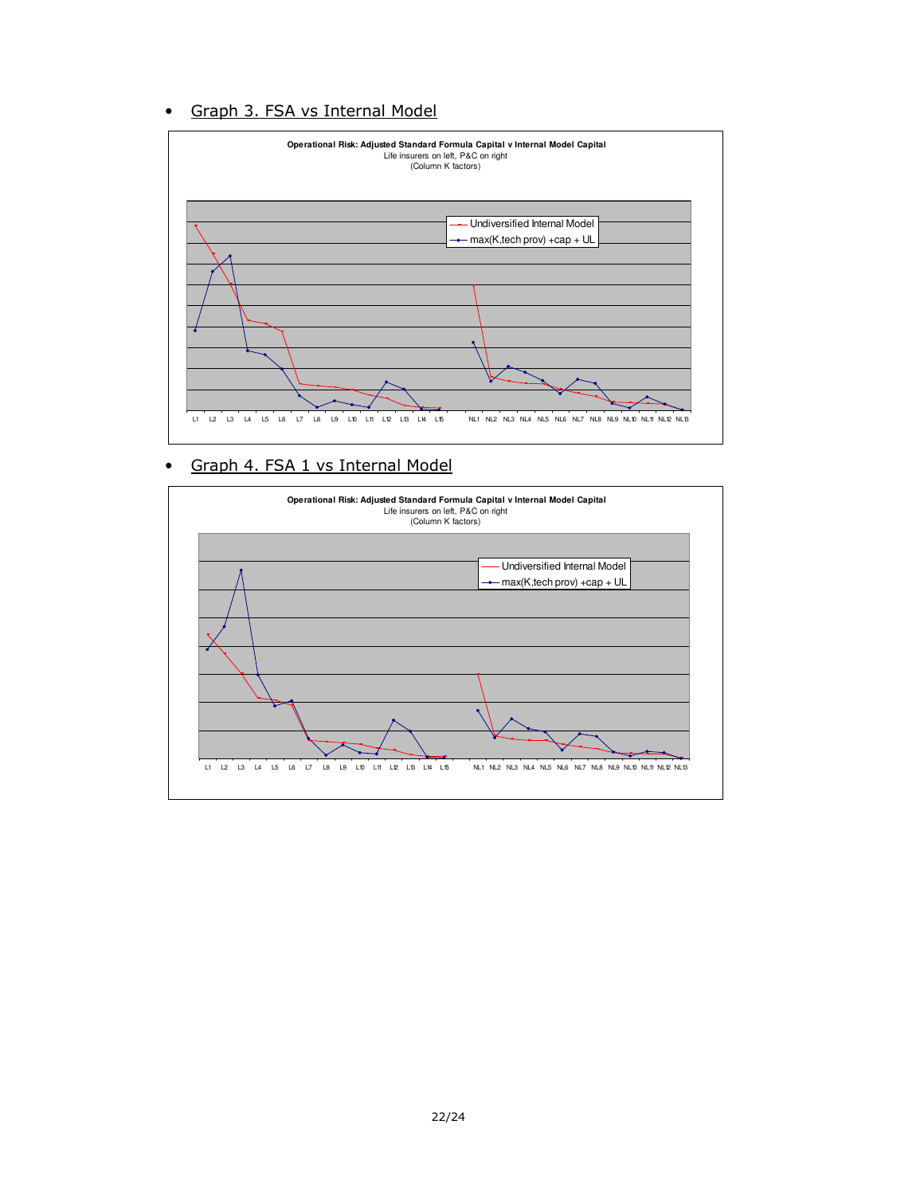- Graph 3. FSA vs Internal Model

Operational Risk: Adjusted Standard Formula Capital v Internal Model Capital
Life insurers on left, P&C on right
(Column K factors)

Undiversified Internal Model
max(K,tech prov) +cap + UL

L1 L2 L3 L4 L5 L6 L7 L8 L9 L10 L11 L12 L13 L14 L15 NL1 NL2 NL3 NL4 NL5 NL6 NL7 NL8 NL9 NL10 NL11 NL12 NL13

- Graph 4. FSA 1 vs Internal Model

Operational Risk: Adjusted Standard Formula Capital v Internal Model Capital
Life insurers on left, P&C on right
(Column K factors)

Undiversified Internal Model
max(K,tech prov) +cap + UL

L1 L2 L3 L4 L5 L6 L7 L8 L9 L10 L11 L12 L13 L14 L15 NL1 NL2 NL3 NL4 NL5 NL6 NL7 NL8 NL9 NL10 NL11 NL12 NL13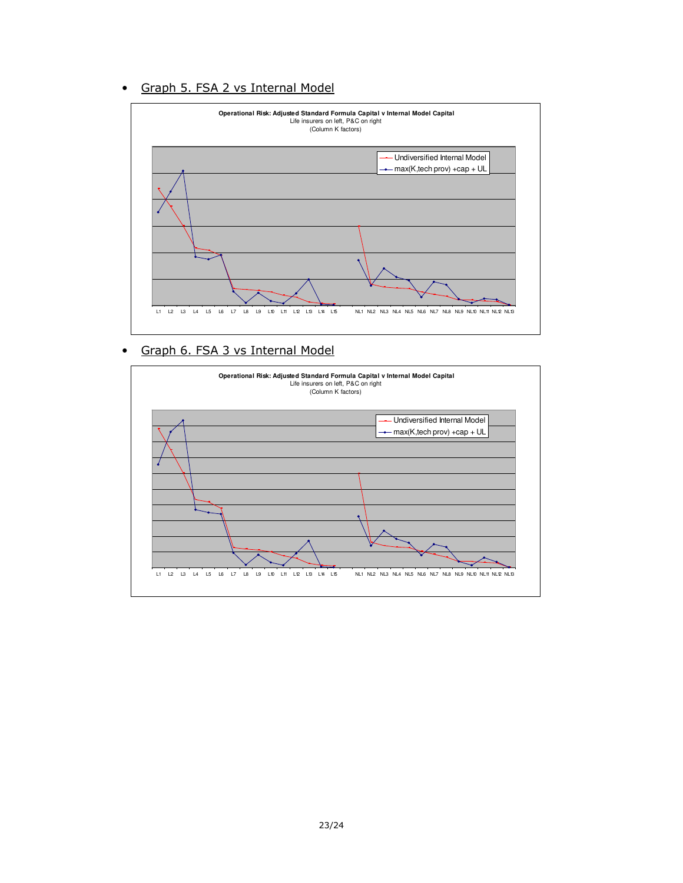- Graph 5. FSA 2 vs Internal Model

Operational Risk: Adjusted Standard Formula Capital v Internal Model Capital
Life insurers on left, P&C on right
(Column K factors)

Undiversified Internal Model
max(K,tech prov) +cap + UL

L1 L2 L3 L4 L5 L6 L7 L8 L9 L10 L11 L12 L13 L14 L15 NL1 NL2 NL3 NL4 NL5 NL6 NL7 NL8 NL9 NL10 NL11 NL12 NL13

- Graph 6. FSA 3 vs Internal Model

Operational Risk: Adjusted Standard Formula Capital v Internal Model Capital
Life insurers on left, P&C on right
(Column K factors)

Undiversified Internal Model
max(K,tech prov) +cap + UL

L1 L2 L3 L4 L5 L6 L7 L8 L9 L10 L11 L12 L13 L14 L15 NL1 NL2 NL3 NL4 NL5 NL6 NL7 NL8 NL9 NL10 NL11 NL12 NL13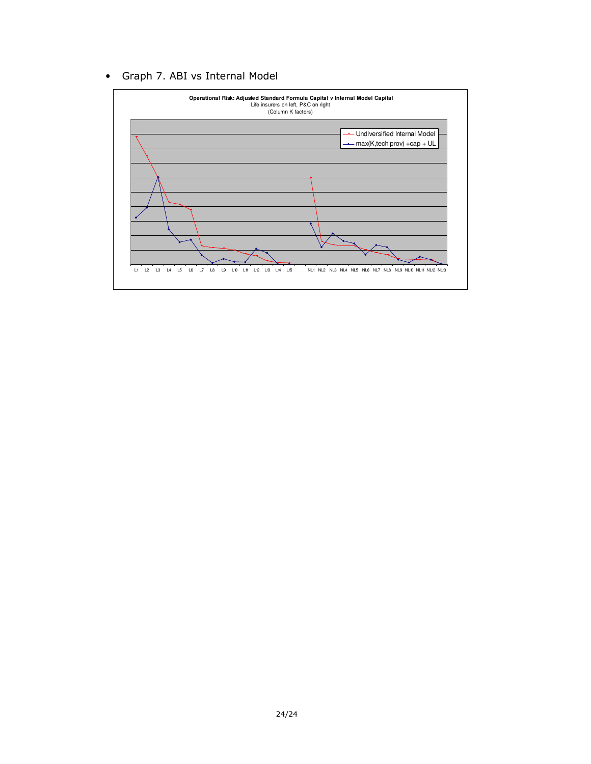- Graph 7. ABI vs Internal Model

Operational Risk: Adjusted Standard Formula Capital v Internal Model Capital

Life insurers on left, P&C on right

(Column K factors)

Undiversified Internal Model

max(K,tech prov) +cap + UL

L1 L2 L3 L4 L5 L6 L7 L8 L9 L10 L11 L12 L13 L14 L15

NL1 NL2 NL3 NL4 NL5 NL6 NL7 NL8 NL9 NL10 NL11 NL12 NL13